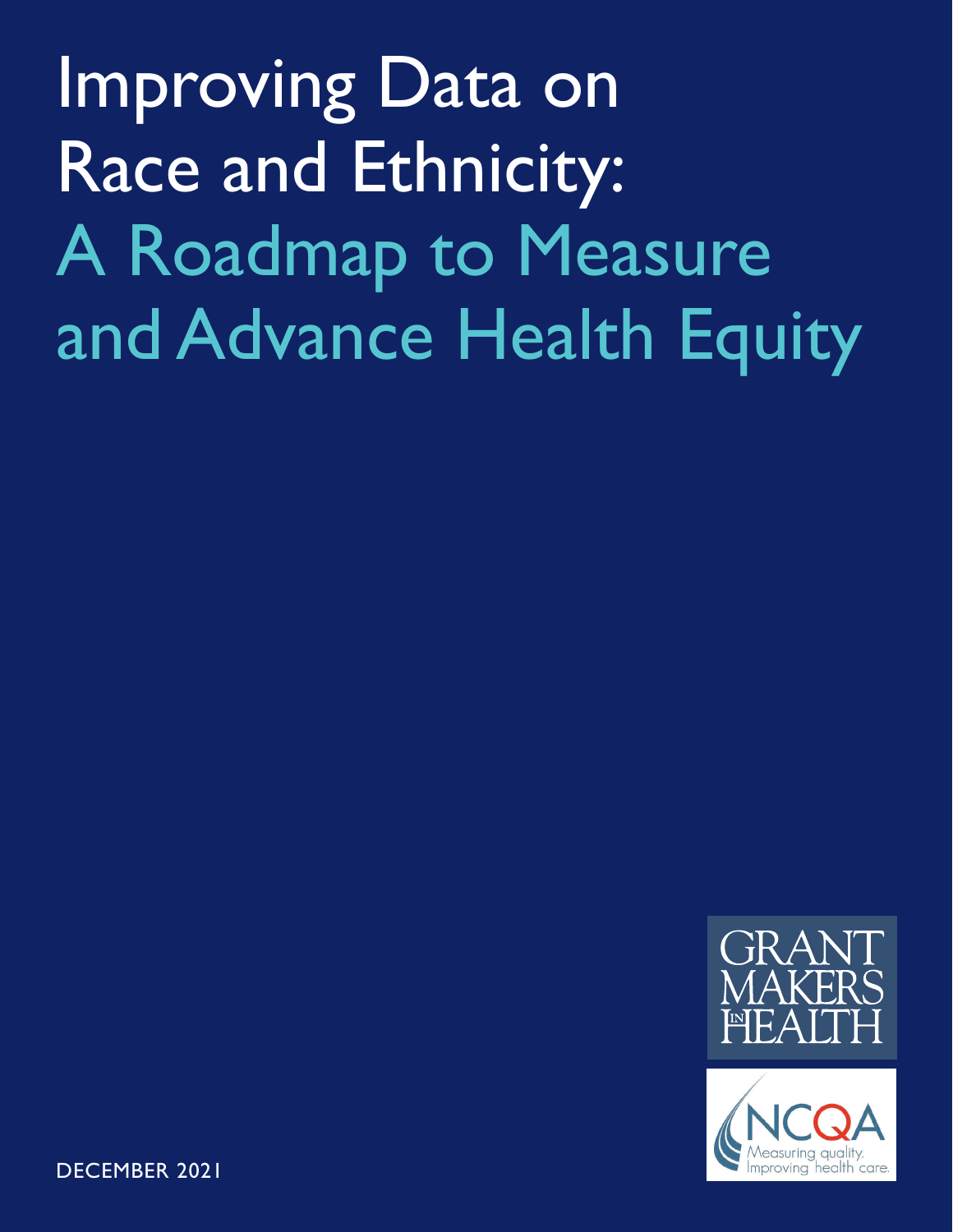# Improving Data on Race and Ethnicity: A Roadmap to Measure and Advance Health Equity

GRANTMAKERS IN HEALTH

NCQA
Measuring quality.
Improving health care.

DECEMBER 2021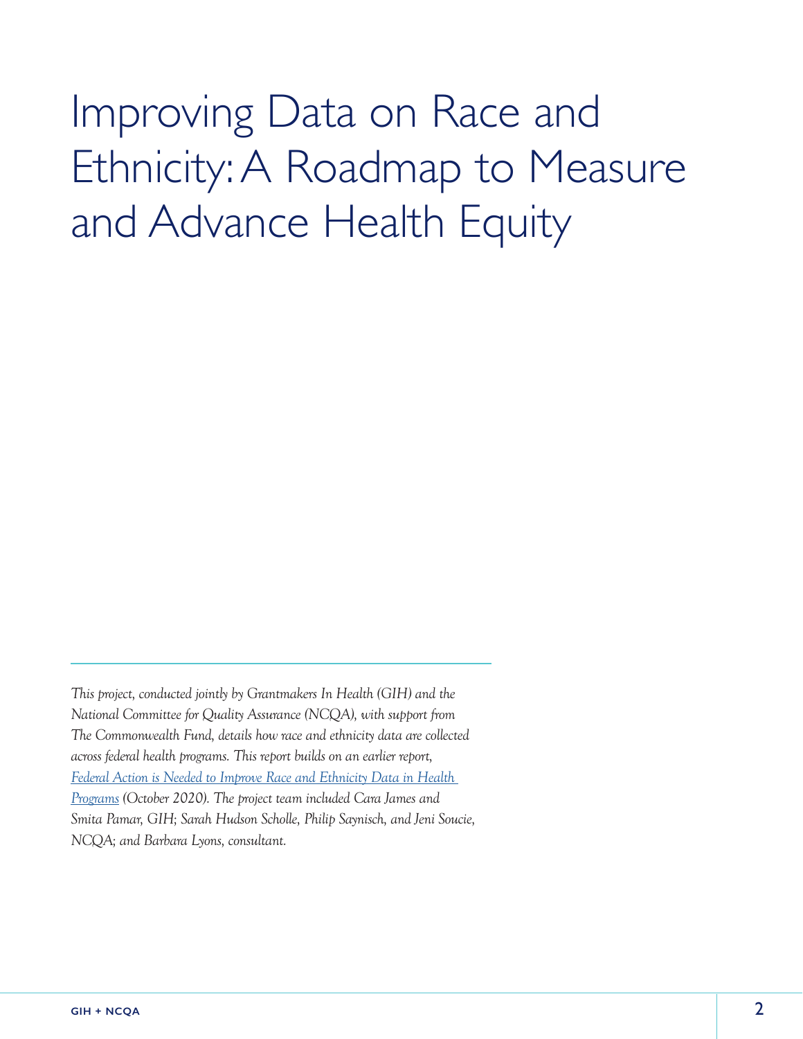# Improving Data on Race and Ethnicity: A Roadmap to Measure and Advance Health Equity

---

*This project, conducted jointly by Grantmakers In Health (GIH) and the National Committee for Quality Assurance (NCQA), with support from The Commonwealth Fund, details how race and ethnicity data are collected across federal health programs. This report builds on an earlier report, [Federal Action is Needed to Improve Race and Ethnicity Data in Health Programs]() (October 2020). The project team included Cara James and Smita Pamar, GIH; Sarah Hudson Scholle, Philip Saynisch, and Jeni Soucie, NCQA; and Barbara Lyons, consultant.*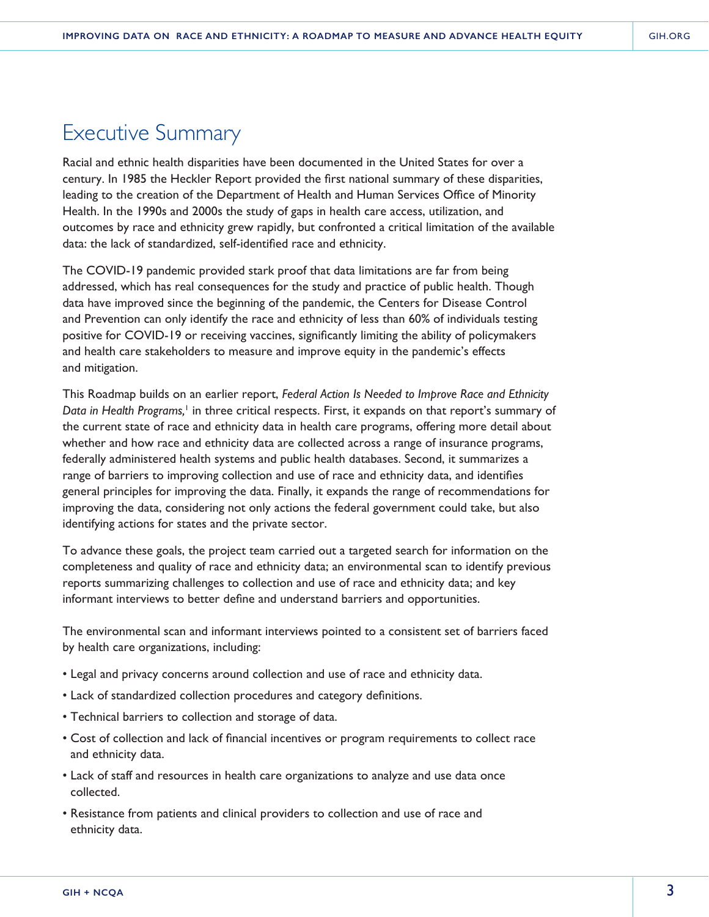# Executive Summary

Racial and ethnic health disparities have been documented in the United States for over a century. In 1985 the Heckler Report provided the first national summary of these disparities, leading to the creation of the Department of Health and Human Services Office of Minority Health. In the 1990s and 2000s the study of gaps in health care access, utilization, and outcomes by race and ethnicity grew rapidly, but confronted a critical limitation of the available data: the lack of standardized, self-identified race and ethnicity.

The COVID-19 pandemic provided stark proof that data limitations are far from being addressed, which has real consequences for the study and practice of public health. Though data have improved since the beginning of the pandemic, the Centers for Disease Control and Prevention can only identify the race and ethnicity of less than 60% of individuals testing positive for COVID-19 or receiving vaccines, significantly limiting the ability of policymakers and health care stakeholders to measure and improve equity in the pandemic's effects and mitigation.

This Roadmap builds on an earlier report, *Federal Action Is Needed to Improve Race and Ethnicity Data in Health Programs,*[1] in three critical respects. First, it expands on that report's summary of the current state of race and ethnicity data in health care programs, offering more detail about whether and how race and ethnicity data are collected across a range of insurance programs, federally administered health systems and public health databases. Second, it summarizes a range of barriers to improving collection and use of race and ethnicity data, and identifies general principles for improving the data. Finally, it expands the range of recommendations for improving the data, considering not only actions the federal government could take, but also identifying actions for states and the private sector.

To advance these goals, the project team carried out a targeted search for information on the completeness and quality of race and ethnicity data; an environmental scan to identify previous reports summarizing challenges to collection and use of race and ethnicity data; and key informant interviews to better define and understand barriers and opportunities.

The environmental scan and informant interviews pointed to a consistent set of barriers faced by health care organizations, including:

- Legal and privacy concerns around collection and use of race and ethnicity data.
- Lack of standardized collection procedures and category definitions.
- Technical barriers to collection and storage of data.
- Cost of collection and lack of financial incentives or program requirements to collect race and ethnicity data.
- Lack of staff and resources in health care organizations to analyze and use data once collected.
- Resistance from patients and clinical providers to collection and use of race and ethnicity data.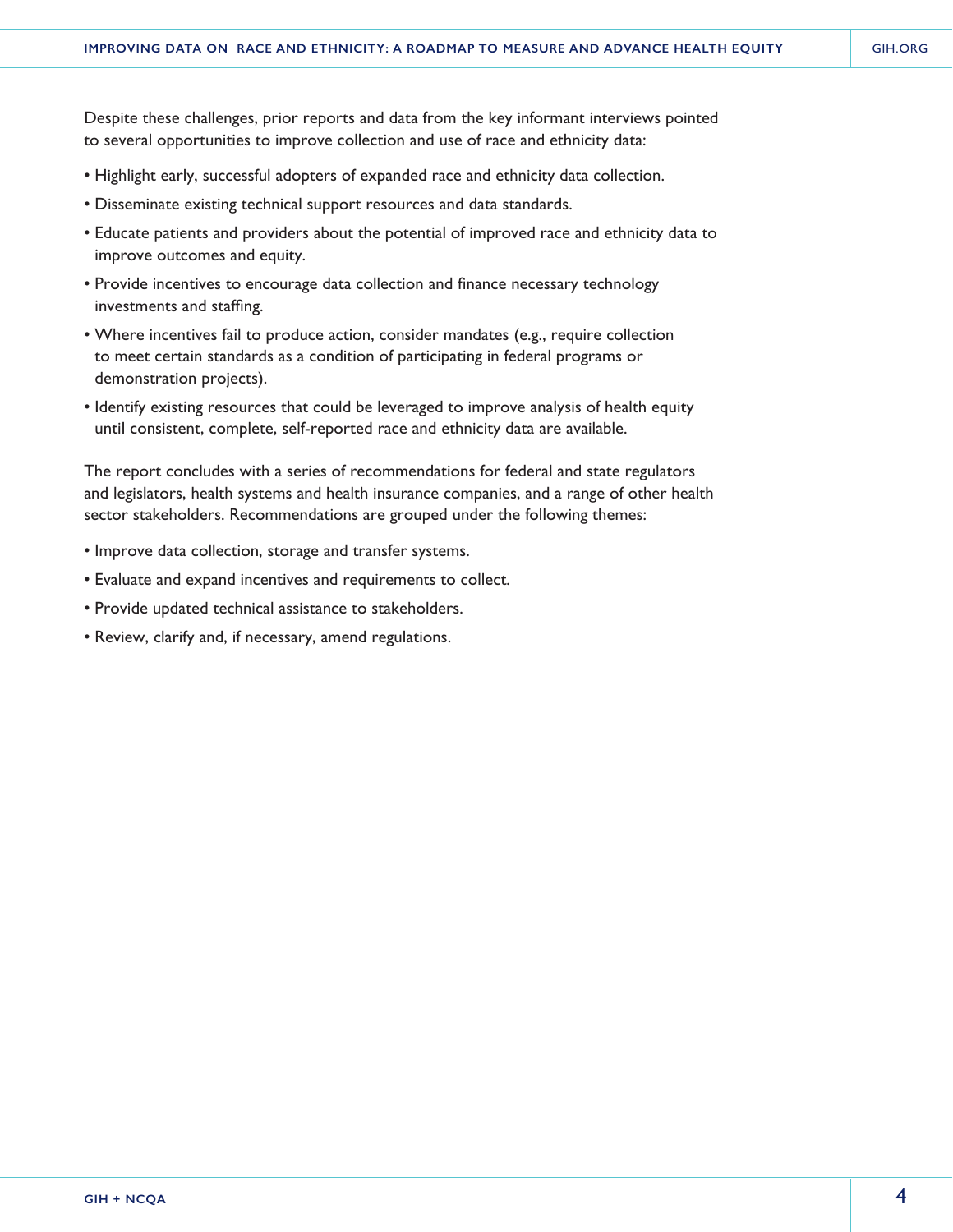Despite these challenges, prior reports and data from the key informant interviews pointed to several opportunities to improve collection and use of race and ethnicity data:

- Highlight early, successful adopters of expanded race and ethnicity data collection.
- Disseminate existing technical support resources and data standards.
- Educate patients and providers about the potential of improved race and ethnicity data to improve outcomes and equity.
- Provide incentives to encourage data collection and finance necessary technology investments and staffing.
- Where incentives fail to produce action, consider mandates (e.g., require collection to meet certain standards as a condition of participating in federal programs or demonstration projects).
- Identify existing resources that could be leveraged to improve analysis of health equity until consistent, complete, self-reported race and ethnicity data are available.

The report concludes with a series of recommendations for federal and state regulators and legislators, health systems and health insurance companies, and a range of other health sector stakeholders. Recommendations are grouped under the following themes:

- Improve data collection, storage and transfer systems.
- Evaluate and expand incentives and requirements to collect.
- Provide updated technical assistance to stakeholders.
- Review, clarify and, if necessary, amend regulations.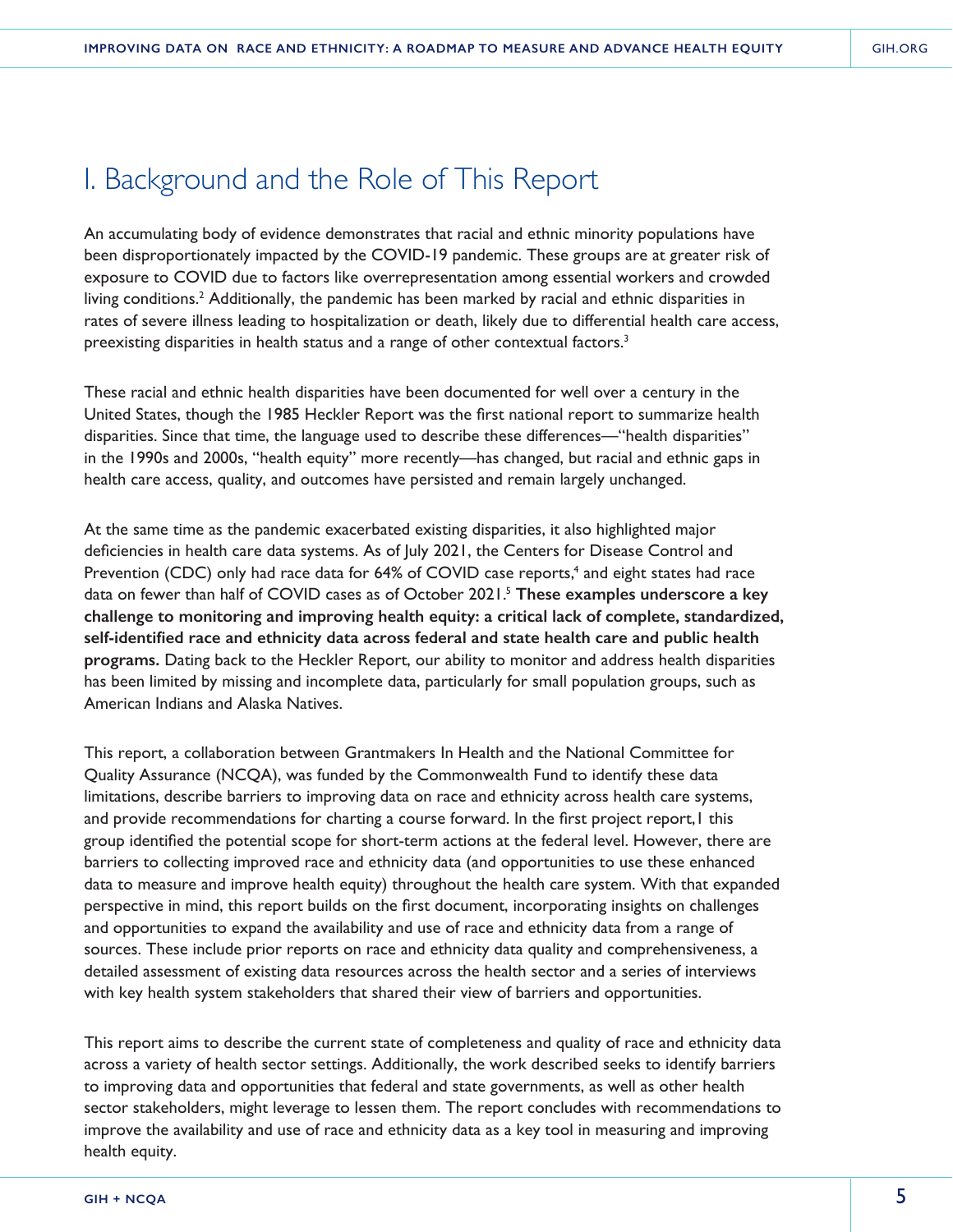# I. Background and the Role of This Report

An accumulating body of evidence demonstrates that racial and ethnic minority populations have been disproportionately impacted by the COVID-19 pandemic. These groups are at greater risk of exposure to COVID due to factors like overrepresentation among essential workers and crowded living conditions.[2] Additionally, the pandemic has been marked by racial and ethnic disparities in rates of severe illness leading to hospitalization or death, likely due to differential health care access, preexisting disparities in health status and a range of other contextual factors.[3]

These racial and ethnic health disparities have been documented for well over a century in the United States, though the 1985 Heckler Report was the first national report to summarize health disparities. Since that time, the language used to describe these differences—"health disparities" in the 1990s and 2000s, "health equity" more recently—has changed, but racial and ethnic gaps in health care access, quality, and outcomes have persisted and remain largely unchanged.

At the same time as the pandemic exacerbated existing disparities, it also highlighted major deficiencies in health care data systems. As of July 2021, the Centers for Disease Control and Prevention (CDC) only had race data for 64% of COVID case reports,[4] and eight states had race data on fewer than half of COVID cases as of October 2021.[5] **These examples underscore a key challenge to monitoring and improving health equity: a critical lack of complete, standardized, self-identified race and ethnicity data across federal and state health care and public health programs.** Dating back to the Heckler Report, our ability to monitor and address health disparities has been limited by missing and incomplete data, particularly for small population groups, such as American Indians and Alaska Natives.

This report, a collaboration between Grantmakers In Health and the National Committee for Quality Assurance (NCQA), was funded by the Commonwealth Fund to identify these data limitations, describe barriers to improving data on race and ethnicity across health care systems, and provide recommendations for charting a course forward. In the first project report,1 this group identified the potential scope for short-term actions at the federal level. However, there are barriers to collecting improved race and ethnicity data (and opportunities to use these enhanced data to measure and improve health equity) throughout the health care system. With that expanded perspective in mind, this report builds on the first document, incorporating insights on challenges and opportunities to expand the availability and use of race and ethnicity data from a range of sources. These include prior reports on race and ethnicity data quality and comprehensiveness, a detailed assessment of existing data resources across the health sector and a series of interviews with key health system stakeholders that shared their view of barriers and opportunities.

This report aims to describe the current state of completeness and quality of race and ethnicity data across a variety of health sector settings. Additionally, the work described seeks to identify barriers to improving data and opportunities that federal and state governments, as well as other health sector stakeholders, might leverage to lessen them. The report concludes with recommendations to improve the availability and use of race and ethnicity data as a key tool in measuring and improving health equity.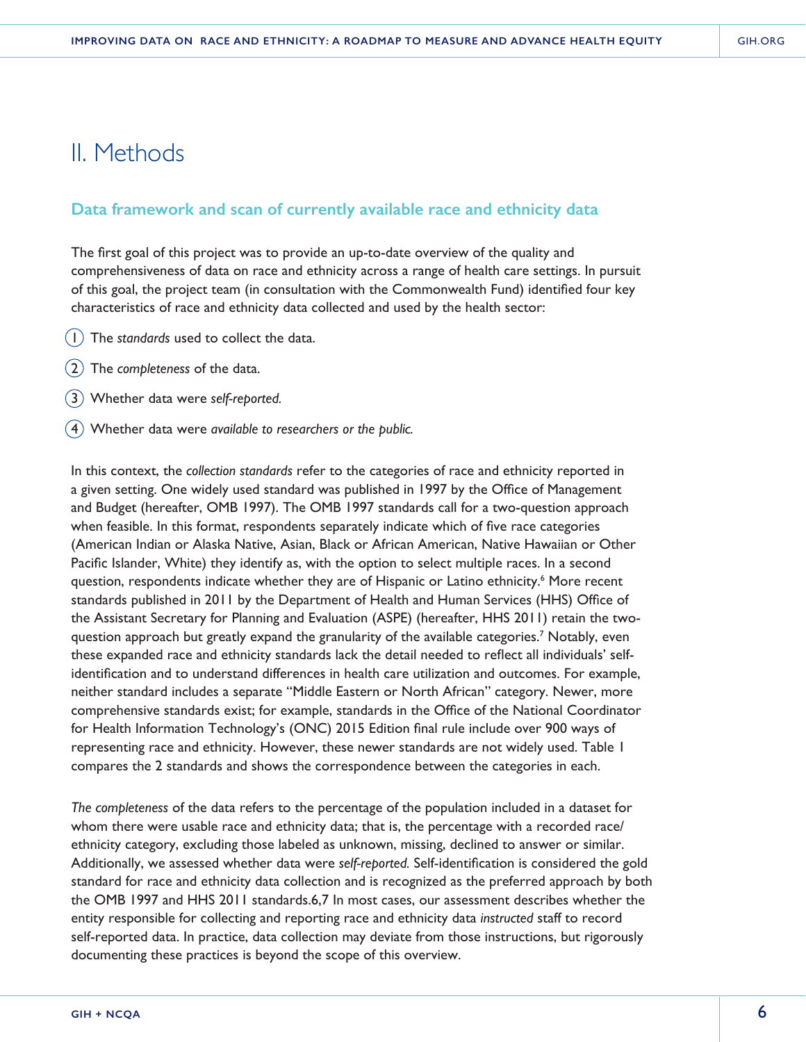# II. Methods

## Data framework and scan of currently available race and ethnicity data

The first goal of this project was to provide an up-to-date overview of the quality and comprehensiveness of data on race and ethnicity across a range of health care settings. In pursuit of this goal, the project team (in consultation with the Commonwealth Fund) identified four key characteristics of race and ethnicity data collected and used by the health sector:

1. The *standards* used to collect the data.
2. The *completeness* of the data.
3. Whether data were *self-reported.*
4. Whether data were *available to researchers or the public.*

In this context, the *collection standards* refer to the categories of race and ethnicity reported in a given setting. One widely used standard was published in 1997 by the Office of Management and Budget (hereafter, OMB 1997). The OMB 1997 standards call for a two-question approach when feasible. In this format, respondents separately indicate which of five race categories (American Indian or Alaska Native, Asian, Black or African American, Native Hawaiian or Other Pacific Islander, White) they identify as, with the option to select multiple races. In a second question, respondents indicate whether they are of Hispanic or Latino ethnicity.[6] More recent standards published in 2011 by the Department of Health and Human Services (HHS) Office of the Assistant Secretary for Planning and Evaluation (ASPE) (hereafter, HHS 2011) retain the two-question approach but greatly expand the granularity of the available categories.[7] Notably, even these expanded race and ethnicity standards lack the detail needed to reflect all individuals' self-identification and to understand differences in health care utilization and outcomes. For example, neither standard includes a separate "Middle Eastern or North African" category. Newer, more comprehensive standards exist; for example, standards in the Office of the National Coordinator for Health Information Technology's (ONC) 2015 Edition final rule include over 900 ways of representing race and ethnicity. However, these newer standards are not widely used. Table 1 compares the 2 standards and shows the correspondence between the categories in each.

*The completeness* of the data refers to the percentage of the population included in a dataset for whom there were usable race and ethnicity data; that is, the percentage with a recorded race/ethnicity category, excluding those labeled as unknown, missing, declined to answer or similar. Additionally, we assessed whether data were *self-reported.* Self-identification is considered the gold standard for race and ethnicity data collection and is recognized as the preferred approach by both the OMB 1997 and HHS 2011 standards.6,7 In most cases, our assessment describes whether the entity responsible for collecting and reporting race and ethnicity data *instructed* staff to record self-reported data. In practice, data collection may deviate from those instructions, but rigorously documenting these practices is beyond the scope of this overview.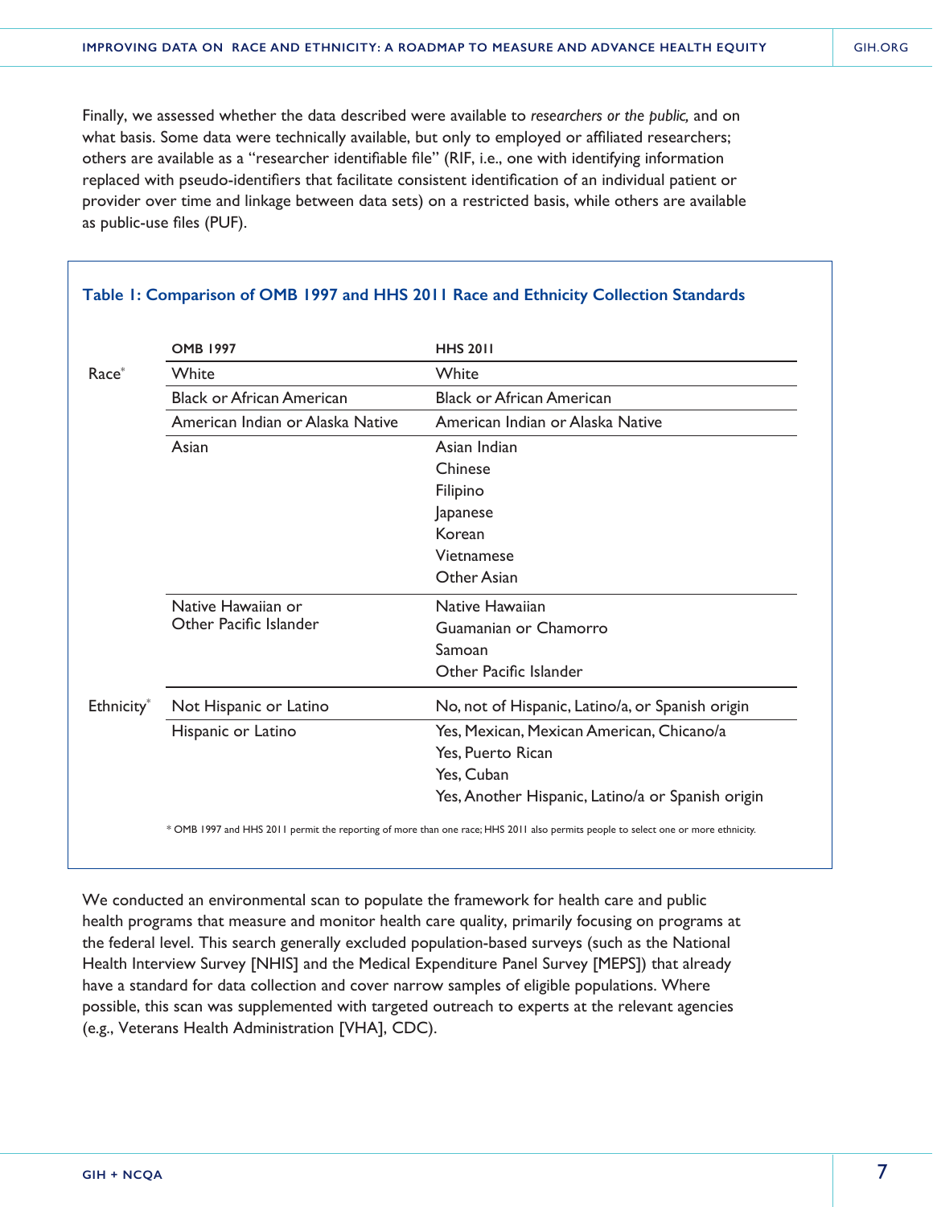Finally, we assessed whether the data described were available to *researchers or the public,* and on what basis. Some data were technically available, but only to employed or affiliated researchers; others are available as a "researcher identifiable file" (RIF, i.e., one with identifying information replaced with pseudo-identifiers that facilitate consistent identification of an individual patient or provider over time and linkage between data sets) on a restricted basis, while others are available as public-use files (PUF).

**Table 1: Comparison of OMB 1997 and HHS 2011 Race and Ethnicity Collection Standards**

| | OMB 1997 | HHS 2011 |
|---|---|---|
| Race* | White | White |
| | Black or African American | Black or African American |
| | American Indian or Alaska Native | American Indian or Alaska Native |
| | Asian | Asian Indian<br>Chinese<br>Filipino<br>Japanese<br>Korean<br>Vietnamese<br>Other Asian |
| | Native Hawaiian or Other Pacific Islander | Native Hawaiian<br>Guamanian or Chamorro<br>Samoan<br>Other Pacific Islander |
| Ethnicity* | Not Hispanic or Latino | No, not of Hispanic, Latino/a, or Spanish origin |
| | Hispanic or Latino | Yes, Mexican, Mexican American, Chicano/a<br>Yes, Puerto Rican<br>Yes, Cuban<br>Yes, Another Hispanic, Latino/a or Spanish origin |

* OMB 1997 and HHS 2011 permit the reporting of more than one race; HHS 2011 also permits people to select one or more ethnicity.

We conducted an environmental scan to populate the framework for health care and public health programs that measure and monitor health care quality, primarily focusing on programs at the federal level. This search generally excluded population-based surveys (such as the National Health Interview Survey [NHIS] and the Medical Expenditure Panel Survey [MEPS]) that already have a standard for data collection and cover narrow samples of eligible populations. Where possible, this scan was supplemented with targeted outreach to experts at the relevant agencies (e.g., Veterans Health Administration [VHA], CDC).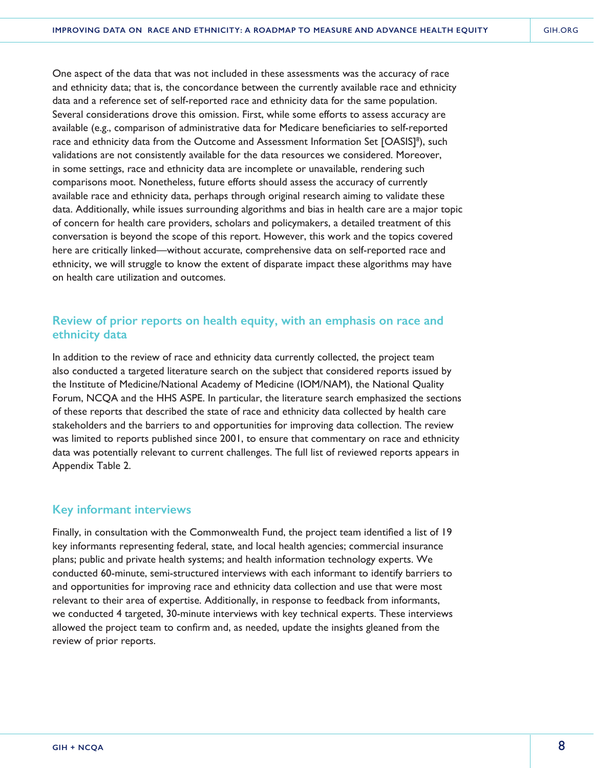One aspect of the data that was not included in these assessments was the accuracy of race and ethnicity data; that is, the concordance between the currently available race and ethnicity data and a reference set of self-reported race and ethnicity data for the same population. Several considerations drove this omission. First, while some efforts to assess accuracy are available (e.g., comparison of administrative data for Medicare beneficiaries to self-reported race and ethnicity data from the Outcome and Assessment Information Set [OASIS][8]), such validations are not consistently available for the data resources we considered. Moreover, in some settings, race and ethnicity data are incomplete or unavailable, rendering such comparisons moot. Nonetheless, future efforts should assess the accuracy of currently available race and ethnicity data, perhaps through original research aiming to validate these data. Additionally, while issues surrounding algorithms and bias in health care are a major topic of concern for health care providers, scholars and policymakers, a detailed treatment of this conversation is beyond the scope of this report. However, this work and the topics covered here are critically linked—without accurate, comprehensive data on self-reported race and ethnicity, we will struggle to know the extent of disparate impact these algorithms may have on health care utilization and outcomes.

## Review of prior reports on health equity, with an emphasis on race and ethnicity data

In addition to the review of race and ethnicity data currently collected, the project team also conducted a targeted literature search on the subject that considered reports issued by the Institute of Medicine/National Academy of Medicine (IOM/NAM), the National Quality Forum, NCQA and the HHS ASPE. In particular, the literature search emphasized the sections of these reports that described the state of race and ethnicity data collected by health care stakeholders and the barriers to and opportunities for improving data collection. The review was limited to reports published since 2001, to ensure that commentary on race and ethnicity data was potentially relevant to current challenges. The full list of reviewed reports appears in Appendix Table 2.

## Key informant interviews

Finally, in consultation with the Commonwealth Fund, the project team identified a list of 19 key informants representing federal, state, and local health agencies; commercial insurance plans; public and private health systems; and health information technology experts. We conducted 60-minute, semi-structured interviews with each informant to identify barriers to and opportunities for improving race and ethnicity data collection and use that were most relevant to their area of expertise. Additionally, in response to feedback from informants, we conducted 4 targeted, 30-minute interviews with key technical experts. These interviews allowed the project team to confirm and, as needed, update the insights gleaned from the review of prior reports.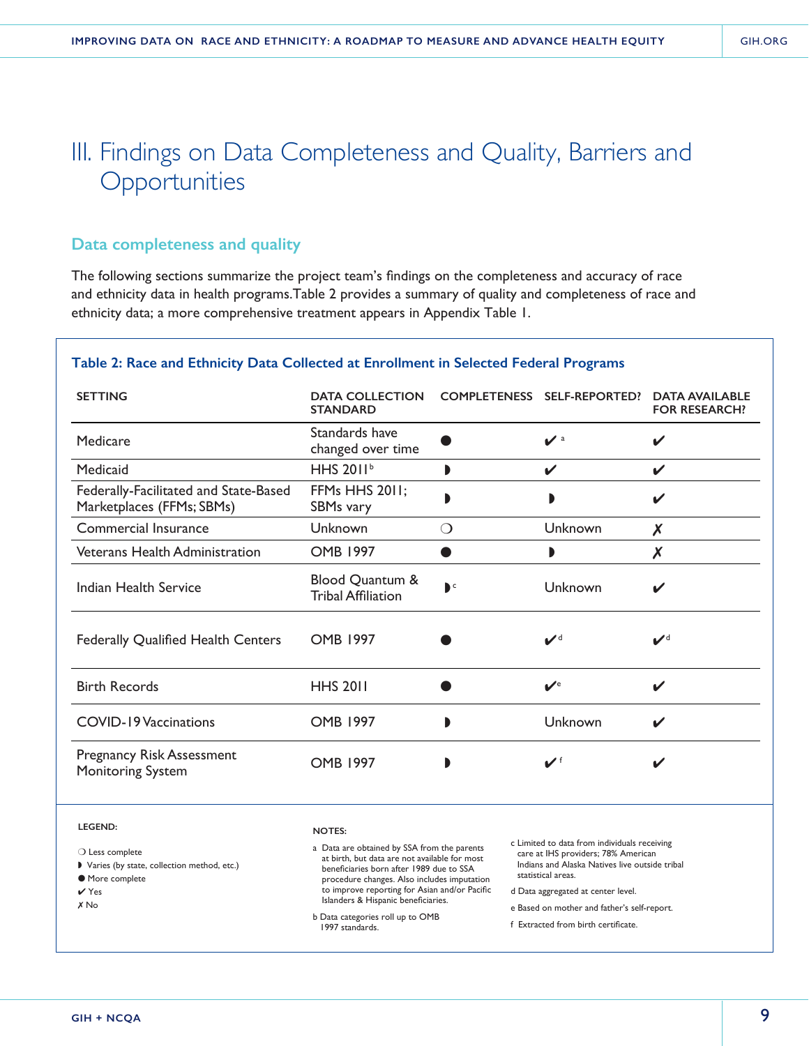# III. Findings on Data Completeness and Quality, Barriers and Opportunities

## Data completeness and quality

The following sections summarize the project team's findings on the completeness and accuracy of race and ethnicity data in health programs.Table 2 provides a summary of quality and completeness of race and ethnicity data; a more comprehensive treatment appears in Appendix Table 1.

### Table 2: Race and Ethnicity Data Collected at Enrollment in Selected Federal Programs

| SETTING | DATA COLLECTION STANDARD | COMPLETENESS | SELF-REPORTED? | DATA AVAILABLE FOR RESEARCH? |
|---|---|---|---|---|
| Medicare | Standards have changed over time | ● | ✔ [a] | ✔ |
| Medicaid | HHS 2011 [b] | ◗ | ✔ | ✔ |
| Federally-Facilitated and State-Based Marketplaces (FFMs; SBMs) | FFMs HHS 2011; SBMs vary | ◗ | ◗ | ✔ |
| Commercial Insurance | Unknown | ❍ | Unknown | ✗ |
| Veterans Health Administration | OMB 1997 | ● | ◗ | ✗ |
| Indian Health Service | Blood Quantum & Tribal Affiliation | ◗ [c] | Unknown | ✔ |
| Federally Qualified Health Centers | OMB 1997 | ● | ✔ [d] | ✔ [d] |
| Birth Records | HHS 2011 | ● | ✔ [e] | ✔ |
| COVID-19 Vaccinations | OMB 1997 | ◗ | Unknown | ✔ |
| Pregnancy Risk Assessment Monitoring System | OMB 1997 | ◗ | ✔ [f] | ✔ |

**LEGEND:**

- ❍ Less complete
- ◗ Varies (by state, collection method, etc.)
- ● More complete
- ✔ Yes
- ✗ No

**NOTES:**

a Data are obtained by SSA from the parents at birth, but data are not available for most beneficiaries born after 1989 due to SSA procedure changes. Also includes imputation to improve reporting for Asian and/or Pacific Islanders & Hispanic beneficiaries.

b Data categories roll up to OMB 1997 standards.

c Limited to data from individuals receiving care at IHS providers; 78% American Indians and Alaska Natives live outside tribal statistical areas.

d Data aggregated at center level.

e Based on mother and father's self-report.

f Extracted from birth certificate.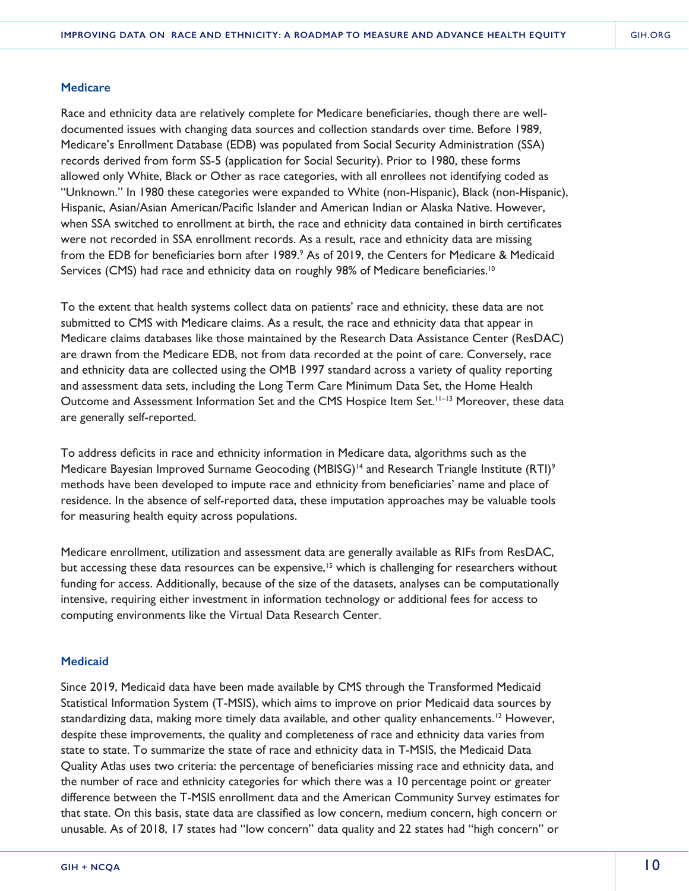## Medicare

Race and ethnicity data are relatively complete for Medicare beneficiaries, though there are well-documented issues with changing data sources and collection standards over time. Before 1989, Medicare's Enrollment Database (EDB) was populated from Social Security Administration (SSA) records derived from form SS-5 (application for Social Security). Prior to 1980, these forms allowed only White, Black or Other as race categories, with all enrollees not identifying coded as "Unknown." In 1980 these categories were expanded to White (non-Hispanic), Black (non-Hispanic), Hispanic, Asian/Asian American/Pacific Islander and American Indian or Alaska Native. However, when SSA switched to enrollment at birth, the race and ethnicity data contained in birth certificates were not recorded in SSA enrollment records. As a result, race and ethnicity data are missing from the EDB for beneficiaries born after 1989.[9] As of 2019, the Centers for Medicare & Medicaid Services (CMS) had race and ethnicity data on roughly 98% of Medicare beneficiaries.[10]

To the extent that health systems collect data on patients' race and ethnicity, these data are not submitted to CMS with Medicare claims. As a result, the race and ethnicity data that appear in Medicare claims databases like those maintained by the Research Data Assistance Center (ResDAC) are drawn from the Medicare EDB, not from data recorded at the point of care. Conversely, race and ethnicity data are collected using the OMB 1997 standard across a variety of quality reporting and assessment data sets, including the Long Term Care Minimum Data Set, the Home Health Outcome and Assessment Information Set and the CMS Hospice Item Set.[11–13] Moreover, these data are generally self-reported.

To address deficits in race and ethnicity information in Medicare data, algorithms such as the Medicare Bayesian Improved Surname Geocoding (MBISG)[14] and Research Triangle Institute (RTI)[9] methods have been developed to impute race and ethnicity from beneficiaries' name and place of residence. In the absence of self-reported data, these imputation approaches may be valuable tools for measuring health equity across populations.

Medicare enrollment, utilization and assessment data are generally available as RIFs from ResDAC, but accessing these data resources can be expensive,[15] which is challenging for researchers without funding for access. Additionally, because of the size of the datasets, analyses can be computationally intensive, requiring either investment in information technology or additional fees for access to computing environments like the Virtual Data Research Center.

## Medicaid

Since 2019, Medicaid data have been made available by CMS through the Transformed Medicaid Statistical Information System (T-MSIS), which aims to improve on prior Medicaid data sources by standardizing data, making more timely data available, and other quality enhancements.[12] However, despite these improvements, the quality and completeness of race and ethnicity data varies from state to state. To summarize the state of race and ethnicity data in T-MSIS, the Medicaid Data Quality Atlas uses two criteria: the percentage of beneficiaries missing race and ethnicity data, and the number of race and ethnicity categories for which there was a 10 percentage point or greater difference between the T-MSIS enrollment data and the American Community Survey estimates for that state. On this basis, state data are classified as low concern, medium concern, high concern or unusable. As of 2018, 17 states had "low concern" data quality and 22 states had "high concern" or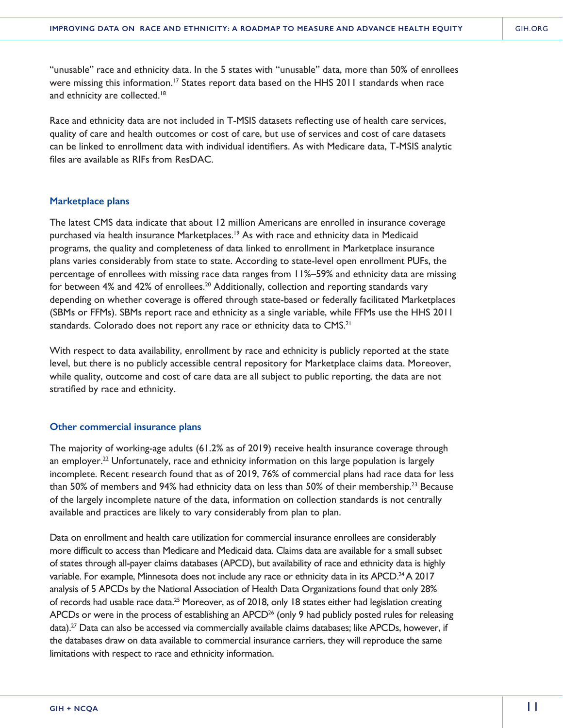"unusable" race and ethnicity data. In the 5 states with "unusable" data, more than 50% of enrollees were missing this information.[17] States report data based on the HHS 2011 standards when race and ethnicity are collected.[18]

Race and ethnicity data are not included in T-MSIS datasets reflecting use of health care services, quality of care and health outcomes or cost of care, but use of services and cost of care datasets can be linked to enrollment data with individual identifiers. As with Medicare data, T-MSIS analytic files are available as RIFs from ResDAC.

### Marketplace plans

The latest CMS data indicate that about 12 million Americans are enrolled in insurance coverage purchased via health insurance Marketplaces.[19] As with race and ethnicity data in Medicaid programs, the quality and completeness of data linked to enrollment in Marketplace insurance plans varies considerably from state to state. According to state-level open enrollment PUFs, the percentage of enrollees with missing race data ranges from 11%–59% and ethnicity data are missing for between 4% and 42% of enrollees.[20] Additionally, collection and reporting standards vary depending on whether coverage is offered through state-based or federally facilitated Marketplaces (SBMs or FFMs). SBMs report race and ethnicity as a single variable, while FFMs use the HHS 2011 standards. Colorado does not report any race or ethnicity data to CMS.[21]

With respect to data availability, enrollment by race and ethnicity is publicly reported at the state level, but there is no publicly accessible central repository for Marketplace claims data. Moreover, while quality, outcome and cost of care data are all subject to public reporting, the data are not stratified by race and ethnicity.

### Other commercial insurance plans

The majority of working-age adults (61.2% as of 2019) receive health insurance coverage through an employer.[22] Unfortunately, race and ethnicity information on this large population is largely incomplete. Recent research found that as of 2019, 76% of commercial plans had race data for less than 50% of members and 94% had ethnicity data on less than 50% of their membership.[23] Because of the largely incomplete nature of the data, information on collection standards is not centrally available and practices are likely to vary considerably from plan to plan.

Data on enrollment and health care utilization for commercial insurance enrollees are considerably more difficult to access than Medicare and Medicaid data. Claims data are available for a small subset of states through all-payer claims databases (APCD), but availability of race and ethnicity data is highly variable. For example, Minnesota does not include any race or ethnicity data in its APCD.[24] A 2017 analysis of 5 APCDs by the National Association of Health Data Organizations found that only 28% of records had usable race data.[25] Moreover, as of 2018, only 18 states either had legislation creating APCDs or were in the process of establishing an APCD[26] (only 9 had publicly posted rules for releasing data).[27] Data can also be accessed via commercially available claims databases; like APCDs, however, if the databases draw on data available to commercial insurance carriers, they will reproduce the same limitations with respect to race and ethnicity information.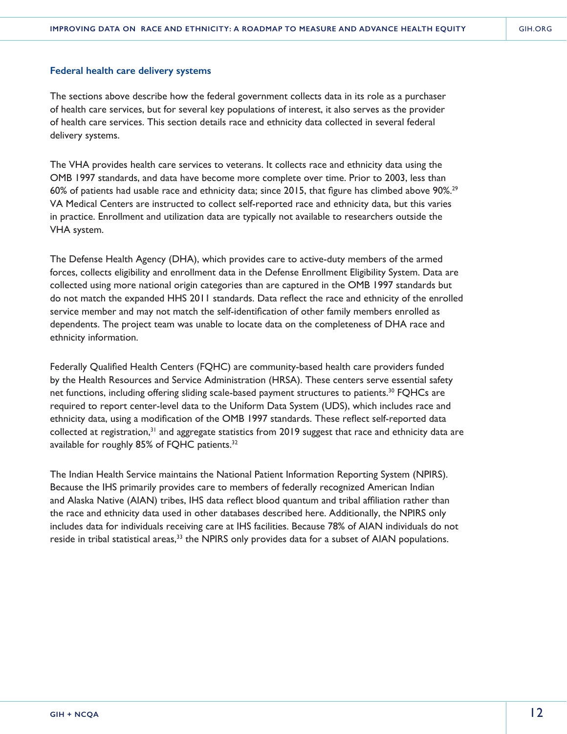### Federal health care delivery systems

The sections above describe how the federal government collects data in its role as a purchaser of health care services, but for several key populations of interest, it also serves as the provider of health care services. This section details race and ethnicity data collected in several federal delivery systems.

The VHA provides health care services to veterans. It collects race and ethnicity data using the OMB 1997 standards, and data have become more complete over time. Prior to 2003, less than 60% of patients had usable race and ethnicity data; since 2015, that figure has climbed above 90%.[29] VA Medical Centers are instructed to collect self-reported race and ethnicity data, but this varies in practice. Enrollment and utilization data are typically not available to researchers outside the VHA system.

The Defense Health Agency (DHA), which provides care to active-duty members of the armed forces, collects eligibility and enrollment data in the Defense Enrollment Eligibility System. Data are collected using more national origin categories than are captured in the OMB 1997 standards but do not match the expanded HHS 2011 standards. Data reflect the race and ethnicity of the enrolled service member and may not match the self-identification of other family members enrolled as dependents. The project team was unable to locate data on the completeness of DHA race and ethnicity information.

Federally Qualified Health Centers (FQHC) are community-based health care providers funded by the Health Resources and Service Administration (HRSA). These centers serve essential safety net functions, including offering sliding scale-based payment structures to patients.[30] FQHCs are required to report center-level data to the Uniform Data System (UDS), which includes race and ethnicity data, using a modification of the OMB 1997 standards. These reflect self-reported data collected at registration,[31] and aggregate statistics from 2019 suggest that race and ethnicity data are available for roughly 85% of FQHC patients.[32]

The Indian Health Service maintains the National Patient Information Reporting System (NPIRS). Because the IHS primarily provides care to members of federally recognized American Indian and Alaska Native (AIAN) tribes, IHS data reflect blood quantum and tribal affiliation rather than the race and ethnicity data used in other databases described here. Additionally, the NPIRS only includes data for individuals receiving care at IHS facilities. Because 78% of AIAN individuals do not reside in tribal statistical areas,[33] the NPIRS only provides data for a subset of AIAN populations.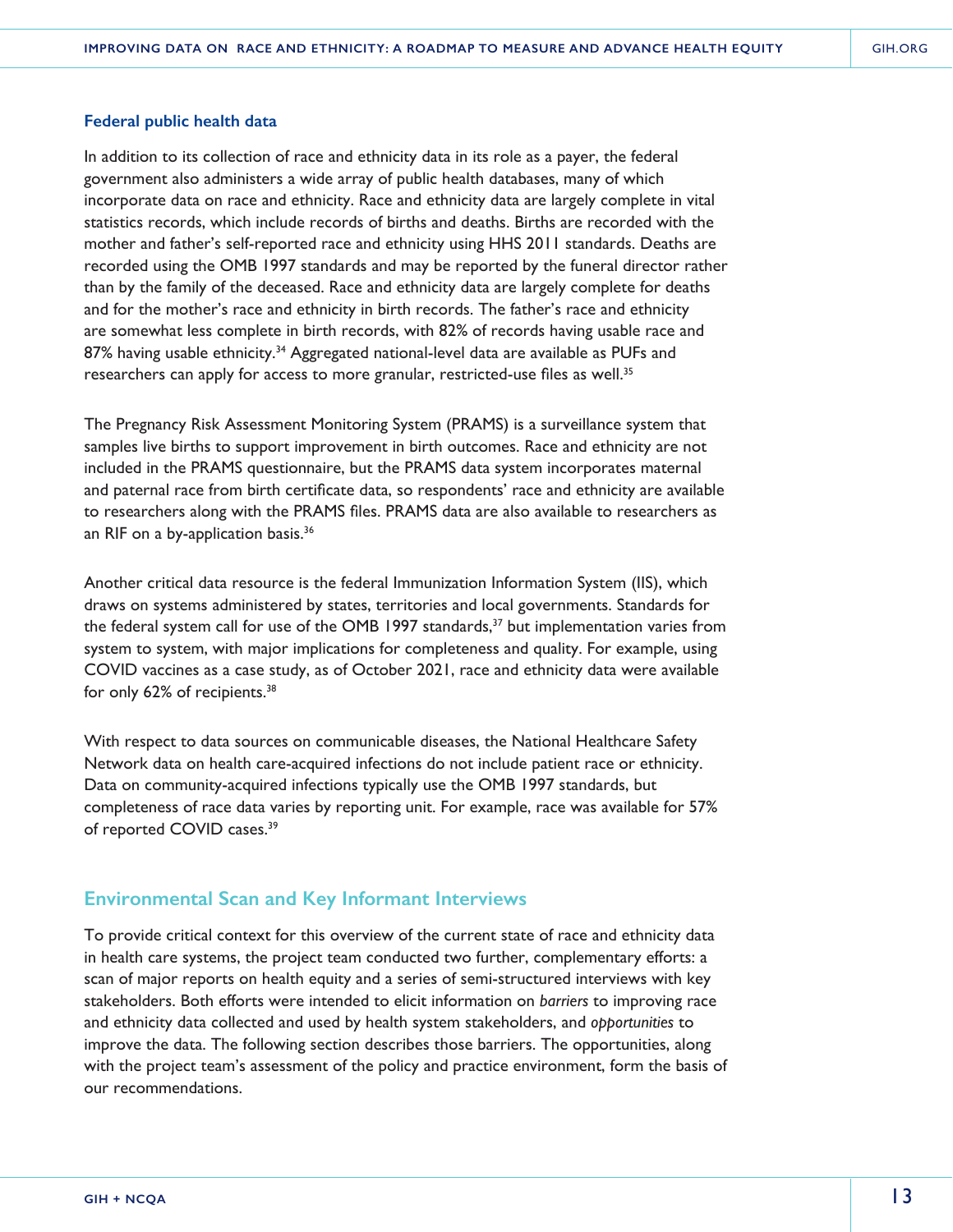### Federal public health data

In addition to its collection of race and ethnicity data in its role as a payer, the federal government also administers a wide array of public health databases, many of which incorporate data on race and ethnicity. Race and ethnicity data are largely complete in vital statistics records, which include records of births and deaths. Births are recorded with the mother and father's self-reported race and ethnicity using HHS 2011 standards. Deaths are recorded using the OMB 1997 standards and may be reported by the funeral director rather than by the family of the deceased. Race and ethnicity data are largely complete for deaths and for the mother's race and ethnicity in birth records. The father's race and ethnicity are somewhat less complete in birth records, with 82% of records having usable race and 87% having usable ethnicity.[34] Aggregated national-level data are available as PUFs and researchers can apply for access to more granular, restricted-use files as well.[35]

The Pregnancy Risk Assessment Monitoring System (PRAMS) is a surveillance system that samples live births to support improvement in birth outcomes. Race and ethnicity are not included in the PRAMS questionnaire, but the PRAMS data system incorporates maternal and paternal race from birth certificate data, so respondents' race and ethnicity are available to researchers along with the PRAMS files. PRAMS data are also available to researchers as an RIF on a by-application basis.[36]

Another critical data resource is the federal Immunization Information System (IIS), which draws on systems administered by states, territories and local governments. Standards for the federal system call for use of the OMB 1997 standards,[37] but implementation varies from system to system, with major implications for completeness and quality. For example, using COVID vaccines as a case study, as of October 2021, race and ethnicity data were available for only 62% of recipients.[38]

With respect to data sources on communicable diseases, the National Healthcare Safety Network data on health care-acquired infections do not include patient race or ethnicity. Data on community-acquired infections typically use the OMB 1997 standards, but completeness of race data varies by reporting unit. For example, race was available for 57% of reported COVID cases.[39]

## Environmental Scan and Key Informant Interviews

To provide critical context for this overview of the current state of race and ethnicity data in health care systems, the project team conducted two further, complementary efforts: a scan of major reports on health equity and a series of semi-structured interviews with key stakeholders. Both efforts were intended to elicit information on *barriers* to improving race and ethnicity data collected and used by health system stakeholders, and *opportunities* to improve the data. The following section describes those barriers. The opportunities, along with the project team's assessment of the policy and practice environment, form the basis of our recommendations.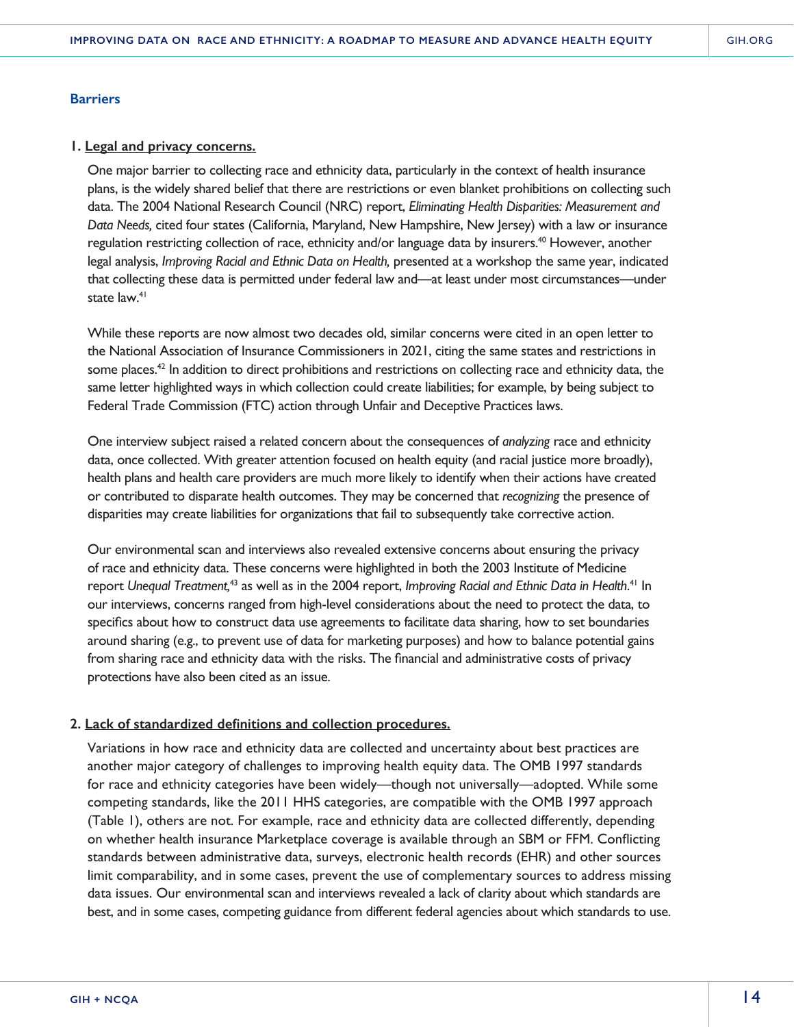### Barriers

1. <u>Legal and privacy concerns.</u>

   One major barrier to collecting race and ethnicity data, particularly in the context of health insurance plans, is the widely shared belief that there are restrictions or even blanket prohibitions on collecting such data. The 2004 National Research Council (NRC) report, *Eliminating Health Disparities: Measurement and Data Needs,* cited four states (California, Maryland, New Hampshire, New Jersey) with a law or insurance regulation restricting collection of race, ethnicity and/or language data by insurers.[40] However, another legal analysis, *Improving Racial and Ethnic Data on Health,* presented at a workshop the same year, indicated that collecting these data is permitted under federal law and—at least under most circumstances—under state law.[41]

   While these reports are now almost two decades old, similar concerns were cited in an open letter to the National Association of Insurance Commissioners in 2021, citing the same states and restrictions in some places.[42] In addition to direct prohibitions and restrictions on collecting race and ethnicity data, the same letter highlighted ways in which collection could create liabilities; for example, by being subject to Federal Trade Commission (FTC) action through Unfair and Deceptive Practices laws.

   One interview subject raised a related concern about the consequences of *analyzing* race and ethnicity data, once collected. With greater attention focused on health equity (and racial justice more broadly), health plans and health care providers are much more likely to identify when their actions have created or contributed to disparate health outcomes. They may be concerned that *recognizing* the presence of disparities may create liabilities for organizations that fail to subsequently take corrective action.

   Our environmental scan and interviews also revealed extensive concerns about ensuring the privacy of race and ethnicity data. These concerns were highlighted in both the 2003 Institute of Medicine report *Unequal Treatment,*[43] as well as in the 2004 report, *Improving Racial and Ethnic Data in Health*.[41] In our interviews, concerns ranged from high-level considerations about the need to protect the data, to specifics about how to construct data use agreements to facilitate data sharing, how to set boundaries around sharing (e.g., to prevent use of data for marketing purposes) and how to balance potential gains from sharing race and ethnicity data with the risks. The financial and administrative costs of privacy protections have also been cited as an issue.

2. <u>Lack of standardized definitions and collection procedures.</u>

   Variations in how race and ethnicity data are collected and uncertainty about best practices are another major category of challenges to improving health equity data. The OMB 1997 standards for race and ethnicity categories have been widely—though not universally—adopted. While some competing standards, like the 2011 HHS categories, are compatible with the OMB 1997 approach (Table 1), others are not. For example, race and ethnicity data are collected differently, depending on whether health insurance Marketplace coverage is available through an SBM or FFM. Conflicting standards between administrative data, surveys, electronic health records (EHR) and other sources limit comparability, and in some cases, prevent the use of complementary sources to address missing data issues. Our environmental scan and interviews revealed a lack of clarity about which standards are best, and in some cases, competing guidance from different federal agencies about which standards to use.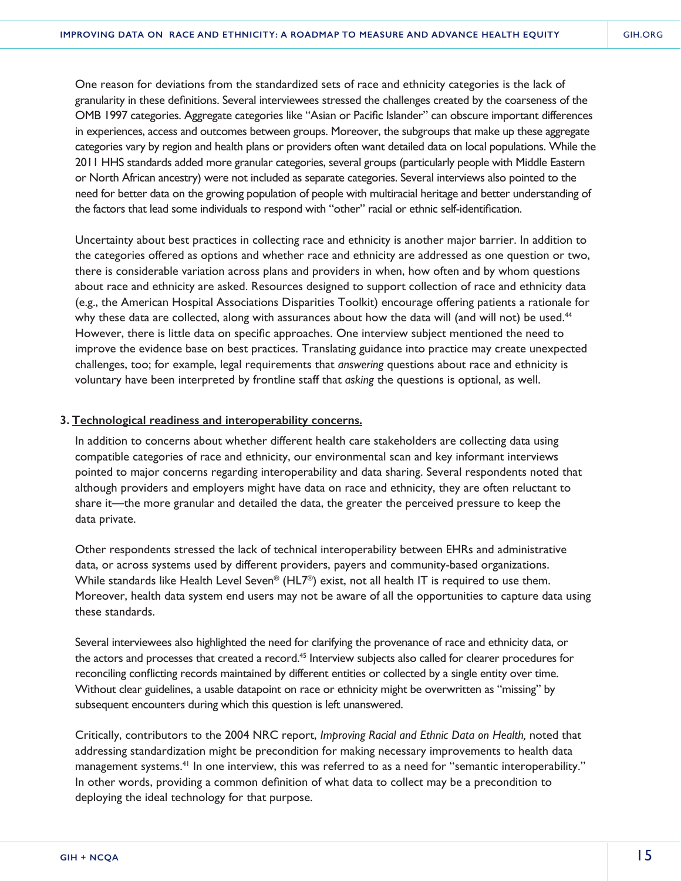One reason for deviations from the standardized sets of race and ethnicity categories is the lack of granularity in these definitions. Several interviewees stressed the challenges created by the coarseness of the OMB 1997 categories. Aggregate categories like "Asian or Pacific Islander" can obscure important differences in experiences, access and outcomes between groups. Moreover, the subgroups that make up these aggregate categories vary by region and health plans or providers often want detailed data on local populations. While the 2011 HHS standards added more granular categories, several groups (particularly people with Middle Eastern or North African ancestry) were not included as separate categories. Several interviews also pointed to the need for better data on the growing population of people with multiracial heritage and better understanding of the factors that lead some individuals to respond with "other" racial or ethnic self-identification.

Uncertainty about best practices in collecting race and ethnicity is another major barrier. In addition to the categories offered as options and whether race and ethnicity are addressed as one question or two, there is considerable variation across plans and providers in when, how often and by whom questions about race and ethnicity are asked. Resources designed to support collection of race and ethnicity data (e.g., the American Hospital Associations Disparities Toolkit) encourage offering patients a rationale for why these data are collected, along with assurances about how the data will (and will not) be used.[44] However, there is little data on specific approaches. One interview subject mentioned the need to improve the evidence base on best practices. Translating guidance into practice may create unexpected challenges, too; for example, legal requirements that *answering* questions about race and ethnicity is voluntary have been interpreted by frontline staff that *asking* the questions is optional, as well.

3. **Technological readiness and interoperability concerns.**

In addition to concerns about whether different health care stakeholders are collecting data using compatible categories of race and ethnicity, our environmental scan and key informant interviews pointed to major concerns regarding interoperability and data sharing. Several respondents noted that although providers and employers might have data on race and ethnicity, they are often reluctant to share it—the more granular and detailed the data, the greater the perceived pressure to keep the data private.

Other respondents stressed the lack of technical interoperability between EHRs and administrative data, or across systems used by different providers, payers and community-based organizations. While standards like Health Level Seven® (HL7®) exist, not all health IT is required to use them. Moreover, health data system end users may not be aware of all the opportunities to capture data using these standards.

Several interviewees also highlighted the need for clarifying the provenance of race and ethnicity data, or the actors and processes that created a record.[45] Interview subjects also called for clearer procedures for reconciling conflicting records maintained by different entities or collected by a single entity over time. Without clear guidelines, a usable datapoint on race or ethnicity might be overwritten as "missing" by subsequent encounters during which this question is left unanswered.

Critically, contributors to the 2004 NRC report, *Improving Racial and Ethnic Data on Health,* noted that addressing standardization might be precondition for making necessary improvements to health data management systems.[41] In one interview, this was referred to as a need for "semantic interoperability." In other words, providing a common definition of what data to collect may be a precondition to deploying the ideal technology for that purpose.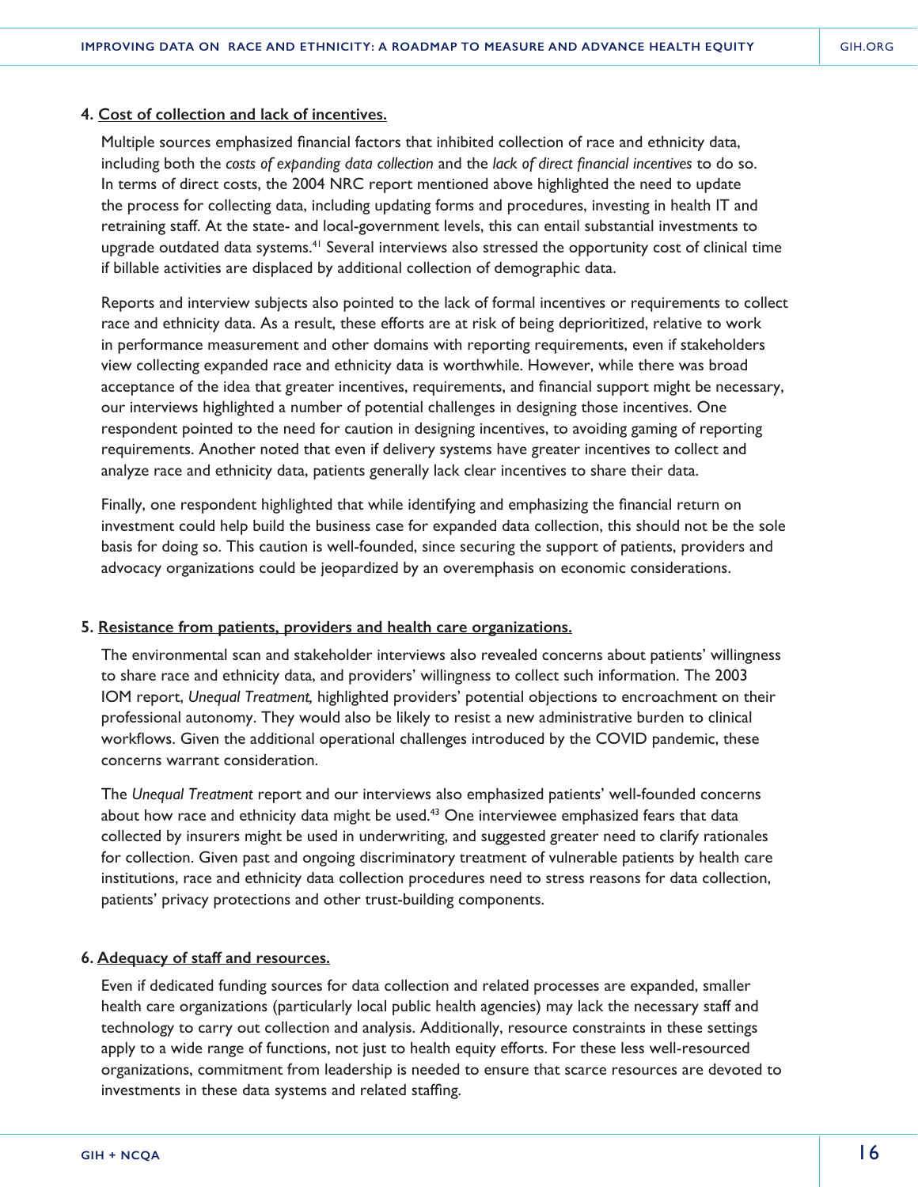4. Cost of collection and lack of incentives.

Multiple sources emphasized financial factors that inhibited collection of race and ethnicity data, including both the *costs of expanding data collection* and the *lack of direct financial incentives* to do so. In terms of direct costs, the 2004 NRC report mentioned above highlighted the need to update the process for collecting data, including updating forms and procedures, investing in health IT and retraining staff. At the state- and local-government levels, this can entail substantial investments to upgrade outdated data systems.[41] Several interviews also stressed the opportunity cost of clinical time if billable activities are displaced by additional collection of demographic data.

Reports and interview subjects also pointed to the lack of formal incentives or requirements to collect race and ethnicity data. As a result, these efforts are at risk of being deprioritized, relative to work in performance measurement and other domains with reporting requirements, even if stakeholders view collecting expanded race and ethnicity data is worthwhile. However, while there was broad acceptance of the idea that greater incentives, requirements, and financial support might be necessary, our interviews highlighted a number of potential challenges in designing those incentives. One respondent pointed to the need for caution in designing incentives, to avoiding gaming of reporting requirements. Another noted that even if delivery systems have greater incentives to collect and analyze race and ethnicity data, patients generally lack clear incentives to share their data.

Finally, one respondent highlighted that while identifying and emphasizing the financial return on investment could help build the business case for expanded data collection, this should not be the sole basis for doing so. This caution is well-founded, since securing the support of patients, providers and advocacy organizations could be jeopardized by an overemphasis on economic considerations.

5. Resistance from patients, providers and health care organizations.

The environmental scan and stakeholder interviews also revealed concerns about patients' willingness to share race and ethnicity data, and providers' willingness to collect such information. The 2003 IOM report, *Unequal Treatment,* highlighted providers' potential objections to encroachment on their professional autonomy. They would also be likely to resist a new administrative burden to clinical workflows. Given the additional operational challenges introduced by the COVID pandemic, these concerns warrant consideration.

The *Unequal Treatment* report and our interviews also emphasized patients' well-founded concerns about how race and ethnicity data might be used.[43] One interviewee emphasized fears that data collected by insurers might be used in underwriting, and suggested greater need to clarify rationales for collection. Given past and ongoing discriminatory treatment of vulnerable patients by health care institutions, race and ethnicity data collection procedures need to stress reasons for data collection, patients' privacy protections and other trust-building components.

6. Adequacy of staff and resources.

Even if dedicated funding sources for data collection and related processes are expanded, smaller health care organizations (particularly local public health agencies) may lack the necessary staff and technology to carry out collection and analysis. Additionally, resource constraints in these settings apply to a wide range of functions, not just to health equity efforts. For these less well-resourced organizations, commitment from leadership is needed to ensure that scarce resources are devoted to investments in these data systems and related staffing.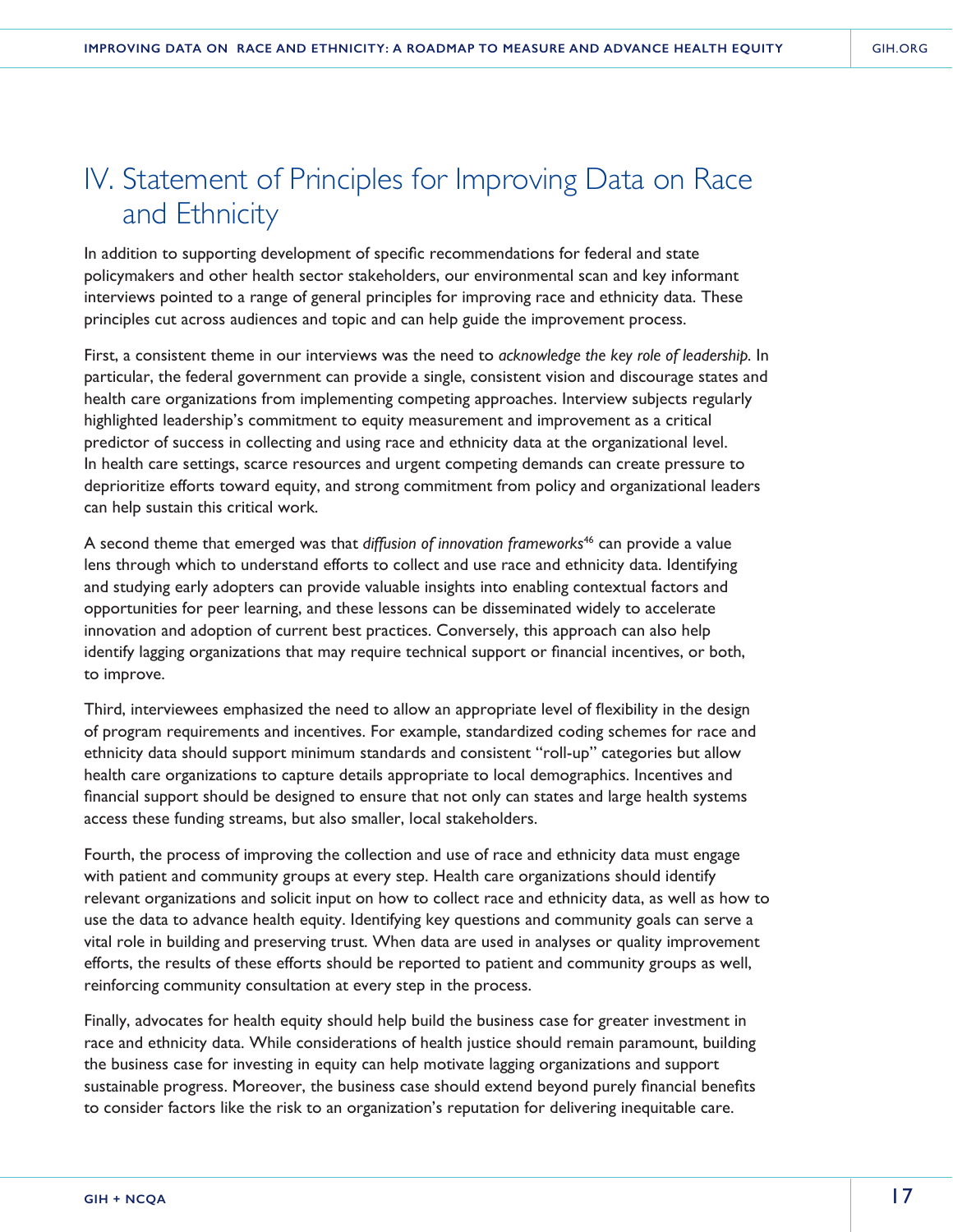# IV. Statement of Principles for Improving Data on Race and Ethnicity

In addition to supporting development of specific recommendations for federal and state policymakers and other health sector stakeholders, our environmental scan and key informant interviews pointed to a range of general principles for improving race and ethnicity data. These principles cut across audiences and topic and can help guide the improvement process.

First, a consistent theme in our interviews was the need to *acknowledge the key role of leadership*. In particular, the federal government can provide a single, consistent vision and discourage states and health care organizations from implementing competing approaches. Interview subjects regularly highlighted leadership's commitment to equity measurement and improvement as a critical predictor of success in collecting and using race and ethnicity data at the organizational level. In health care settings, scarce resources and urgent competing demands can create pressure to deprioritize efforts toward equity, and strong commitment from policy and organizational leaders can help sustain this critical work.

A second theme that emerged was that *diffusion of innovation frameworks*[46] can provide a value lens through which to understand efforts to collect and use race and ethnicity data. Identifying and studying early adopters can provide valuable insights into enabling contextual factors and opportunities for peer learning, and these lessons can be disseminated widely to accelerate innovation and adoption of current best practices. Conversely, this approach can also help identify lagging organizations that may require technical support or financial incentives, or both, to improve.

Third, interviewees emphasized the need to allow an appropriate level of flexibility in the design of program requirements and incentives. For example, standardized coding schemes for race and ethnicity data should support minimum standards and consistent "roll-up" categories but allow health care organizations to capture details appropriate to local demographics. Incentives and financial support should be designed to ensure that not only can states and large health systems access these funding streams, but also smaller, local stakeholders.

Fourth, the process of improving the collection and use of race and ethnicity data must engage with patient and community groups at every step. Health care organizations should identify relevant organizations and solicit input on how to collect race and ethnicity data, as well as how to use the data to advance health equity. Identifying key questions and community goals can serve a vital role in building and preserving trust. When data are used in analyses or quality improvement efforts, the results of these efforts should be reported to patient and community groups as well, reinforcing community consultation at every step in the process.

Finally, advocates for health equity should help build the business case for greater investment in race and ethnicity data. While considerations of health justice should remain paramount, building the business case for investing in equity can help motivate lagging organizations and support sustainable progress. Moreover, the business case should extend beyond purely financial benefits to consider factors like the risk to an organization's reputation for delivering inequitable care.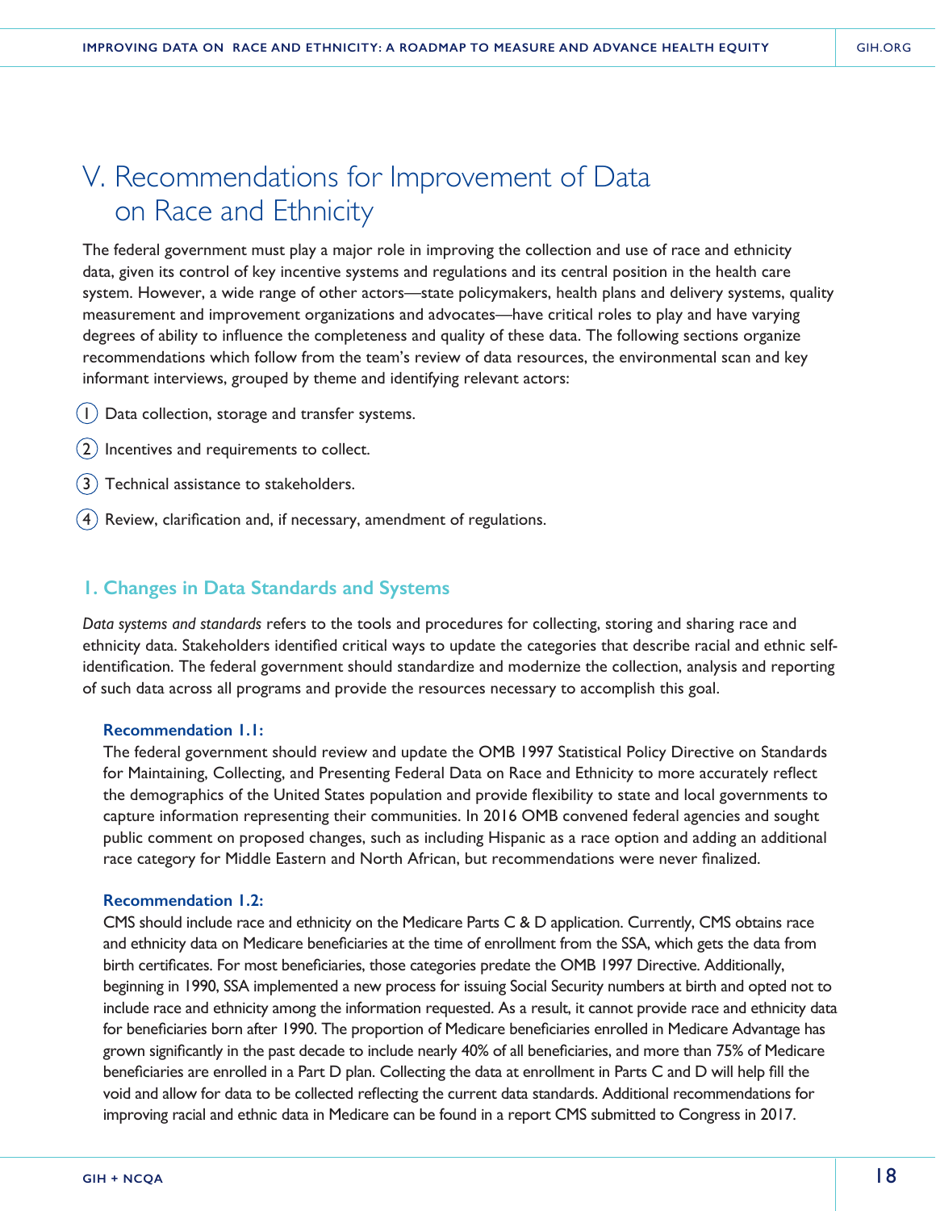# V. Recommendations for Improvement of Data on Race and Ethnicity

The federal government must play a major role in improving the collection and use of race and ethnicity data, given its control of key incentive systems and regulations and its central position in the health care system. However, a wide range of other actors—state policymakers, health plans and delivery systems, quality measurement and improvement organizations and advocates—have critical roles to play and have varying degrees of ability to influence the completeness and quality of these data. The following sections organize recommendations which follow from the team's review of data resources, the environmental scan and key informant interviews, grouped by theme and identifying relevant actors:

1. Data collection, storage and transfer systems.
2. Incentives and requirements to collect.
3. Technical assistance to stakeholders.
4. Review, clarification and, if necessary, amendment of regulations.

## 1. Changes in Data Standards and Systems

*Data systems and standards* refers to the tools and procedures for collecting, storing and sharing race and ethnicity data. Stakeholders identified critical ways to update the categories that describe racial and ethnic self-identification. The federal government should standardize and modernize the collection, analysis and reporting of such data across all programs and provide the resources necessary to accomplish this goal.

**Recommendation 1.1:**
The federal government should review and update the OMB 1997 Statistical Policy Directive on Standards for Maintaining, Collecting, and Presenting Federal Data on Race and Ethnicity to more accurately reflect the demographics of the United States population and provide flexibility to state and local governments to capture information representing their communities. In 2016 OMB convened federal agencies and sought public comment on proposed changes, such as including Hispanic as a race option and adding an additional race category for Middle Eastern and North African, but recommendations were never finalized.

**Recommendation 1.2:**
CMS should include race and ethnicity on the Medicare Parts C & D application. Currently, CMS obtains race and ethnicity data on Medicare beneficiaries at the time of enrollment from the SSA, which gets the data from birth certificates. For most beneficiaries, those categories predate the OMB 1997 Directive. Additionally, beginning in 1990, SSA implemented a new process for issuing Social Security numbers at birth and opted not to include race and ethnicity among the information requested. As a result, it cannot provide race and ethnicity data for beneficiaries born after 1990. The proportion of Medicare beneficiaries enrolled in Medicare Advantage has grown significantly in the past decade to include nearly 40% of all beneficiaries, and more than 75% of Medicare beneficiaries are enrolled in a Part D plan. Collecting the data at enrollment in Parts C and D will help fill the void and allow for data to be collected reflecting the current data standards. Additional recommendations for improving racial and ethnic data in Medicare can be found in a report CMS submitted to Congress in 2017.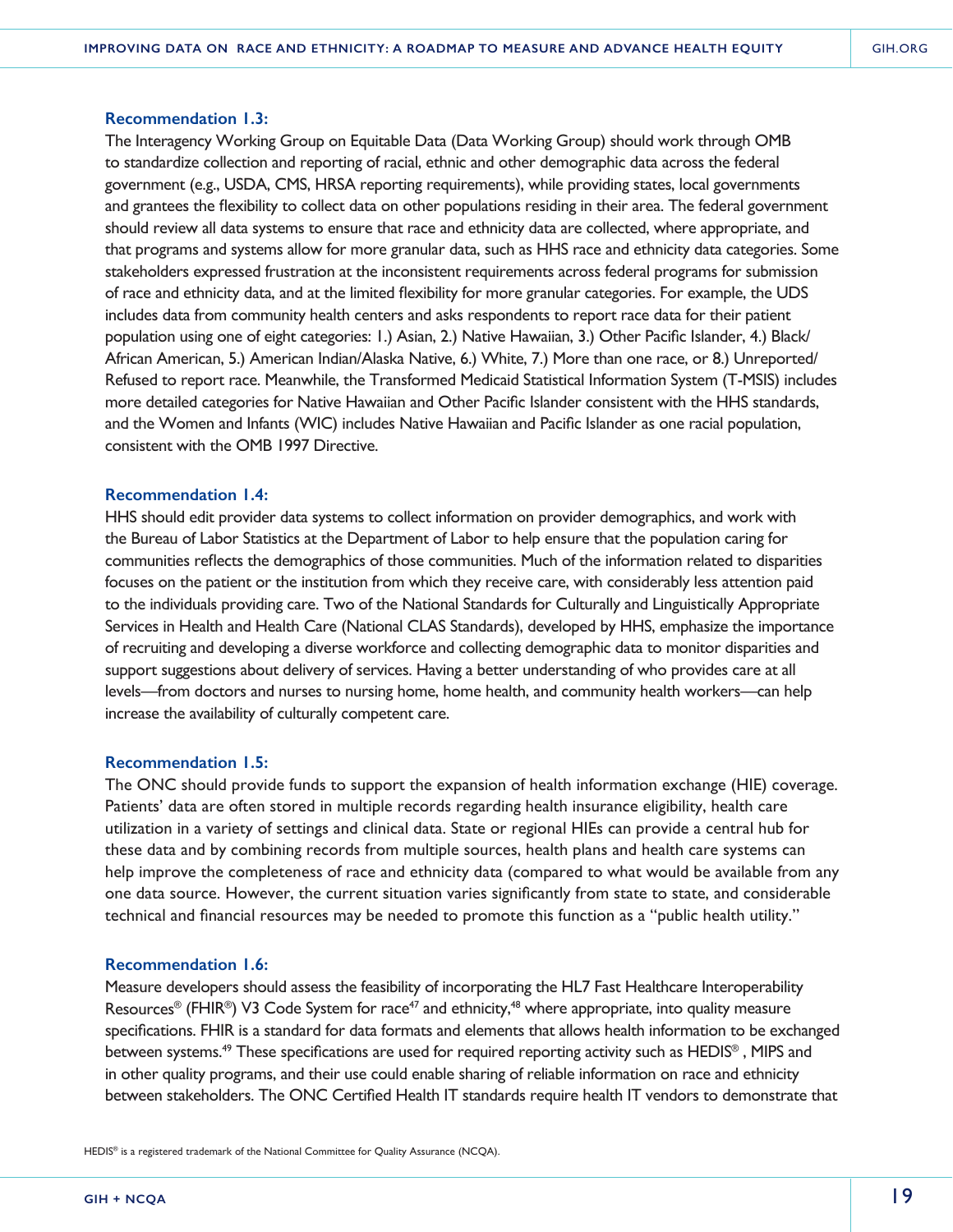### Recommendation 1.3:

The Interagency Working Group on Equitable Data (Data Working Group) should work through OMB to standardize collection and reporting of racial, ethnic and other demographic data across the federal government (e.g., USDA, CMS, HRSA reporting requirements), while providing states, local governments and grantees the flexibility to collect data on other populations residing in their area. The federal government should review all data systems to ensure that race and ethnicity data are collected, where appropriate, and that programs and systems allow for more granular data, such as HHS race and ethnicity data categories. Some stakeholders expressed frustration at the inconsistent requirements across federal programs for submission of race and ethnicity data, and at the limited flexibility for more granular categories. For example, the UDS includes data from community health centers and asks respondents to report race data for their patient population using one of eight categories: 1.) Asian, 2.) Native Hawaiian, 3.) Other Pacific Islander, 4.) Black/African American, 5.) American Indian/Alaska Native, 6.) White, 7.) More than one race, or 8.) Unreported/Refused to report race. Meanwhile, the Transformed Medicaid Statistical Information System (T-MSIS) includes more detailed categories for Native Hawaiian and Other Pacific Islander consistent with the HHS standards, and the Women and Infants (WIC) includes Native Hawaiian and Pacific Islander as one racial population, consistent with the OMB 1997 Directive.

### Recommendation 1.4:

HHS should edit provider data systems to collect information on provider demographics, and work with the Bureau of Labor Statistics at the Department of Labor to help ensure that the population caring for communities reflects the demographics of those communities. Much of the information related to disparities focuses on the patient or the institution from which they receive care, with considerably less attention paid to the individuals providing care. Two of the National Standards for Culturally and Linguistically Appropriate Services in Health and Health Care (National CLAS Standards), developed by HHS, emphasize the importance of recruiting and developing a diverse workforce and collecting demographic data to monitor disparities and support suggestions about delivery of services. Having a better understanding of who provides care at all levels—from doctors and nurses to nursing home, home health, and community health workers—can help increase the availability of culturally competent care.

### Recommendation 1.5:

The ONC should provide funds to support the expansion of health information exchange (HIE) coverage. Patients' data are often stored in multiple records regarding health insurance eligibility, health care utilization in a variety of settings and clinical data. State or regional HIEs can provide a central hub for these data and by combining records from multiple sources, health plans and health care systems can help improve the completeness of race and ethnicity data (compared to what would be available from any one data source. However, the current situation varies significantly from state to state, and considerable technical and financial resources may be needed to promote this function as a "public health utility."

### Recommendation 1.6:

Measure developers should assess the feasibility of incorporating the HL7 Fast Healthcare Interoperability Resources® (FHIR®) V3 Code System for race[47] and ethnicity,[48] where appropriate, into quality measure specifications. FHIR is a standard for data formats and elements that allows health information to be exchanged between systems.[49] These specifications are used for required reporting activity such as HEDIS®, MIPS and in other quality programs, and their use could enable sharing of reliable information on race and ethnicity between stakeholders. The ONC Certified Health IT standards require health IT vendors to demonstrate that

HEDIS® is a registered trademark of the National Committee for Quality Assurance (NCQA).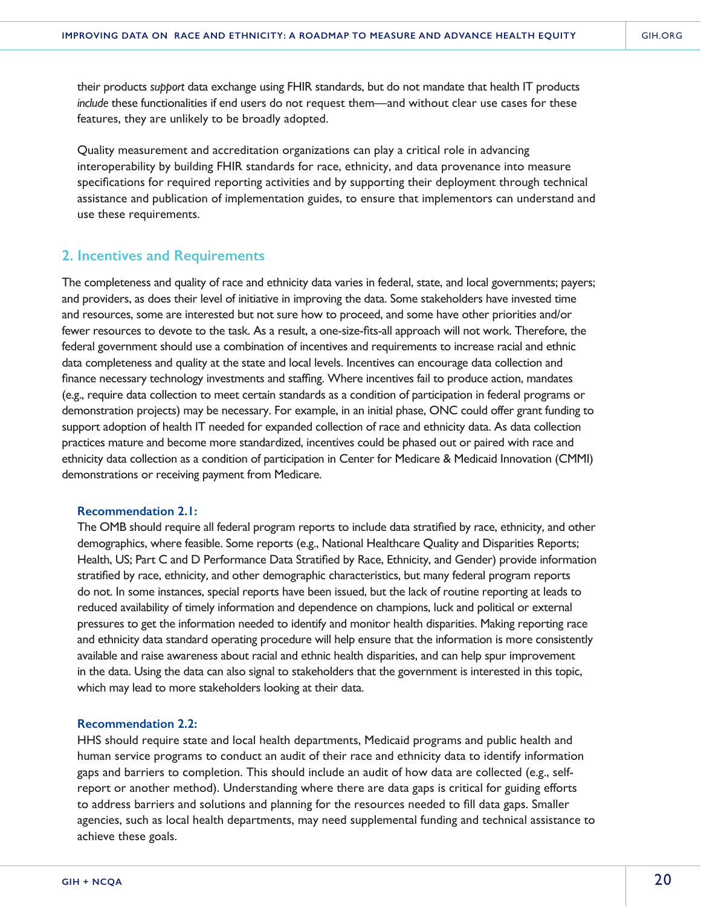their products *support* data exchange using FHIR standards, but do not mandate that health IT products *include* these functionalities if end users do not request them—and without clear use cases for these features, they are unlikely to be broadly adopted.

Quality measurement and accreditation organizations can play a critical role in advancing interoperability by building FHIR standards for race, ethnicity, and data provenance into measure specifications for required reporting activities and by supporting their deployment through technical assistance and publication of implementation guides, to ensure that implementors can understand and use these requirements.

## 2. Incentives and Requirements

The completeness and quality of race and ethnicity data varies in federal, state, and local governments; payers; and providers, as does their level of initiative in improving the data. Some stakeholders have invested time and resources, some are interested but not sure how to proceed, and some have other priorities and/or fewer resources to devote to the task. As a result, a one-size-fits-all approach will not work. Therefore, the federal government should use a combination of incentives and requirements to increase racial and ethnic data completeness and quality at the state and local levels. Incentives can encourage data collection and finance necessary technology investments and staffing. Where incentives fail to produce action, mandates (e.g., require data collection to meet certain standards as a condition of participation in federal programs or demonstration projects) may be necessary. For example, in an initial phase, ONC could offer grant funding to support adoption of health IT needed for expanded collection of race and ethnicity data. As data collection practices mature and become more standardized, incentives could be phased out or paired with race and ethnicity data collection as a condition of participation in Center for Medicare & Medicaid Innovation (CMMI) demonstrations or receiving payment from Medicare.

**Recommendation 2.1:**
The OMB should require all federal program reports to include data stratified by race, ethnicity, and other demographics, where feasible. Some reports (e.g., National Healthcare Quality and Disparities Reports; Health, US; Part C and D Performance Data Stratified by Race, Ethnicity, and Gender) provide information stratified by race, ethnicity, and other demographic characteristics, but many federal program reports do not. In some instances, special reports have been issued, but the lack of routine reporting at leads to reduced availability of timely information and dependence on champions, luck and political or external pressures to get the information needed to identify and monitor health disparities. Making reporting race and ethnicity data standard operating procedure will help ensure that the information is more consistently available and raise awareness about racial and ethnic health disparities, and can help spur improvement in the data. Using the data can also signal to stakeholders that the government is interested in this topic, which may lead to more stakeholders looking at their data.

**Recommendation 2.2:**
HHS should require state and local health departments, Medicaid programs and public health and human service programs to conduct an audit of their race and ethnicity data to identify information gaps and barriers to completion. This should include an audit of how data are collected (e.g., self-report or another method). Understanding where there are data gaps is critical for guiding efforts to address barriers and solutions and planning for the resources needed to fill data gaps. Smaller agencies, such as local health departments, may need supplemental funding and technical assistance to achieve these goals.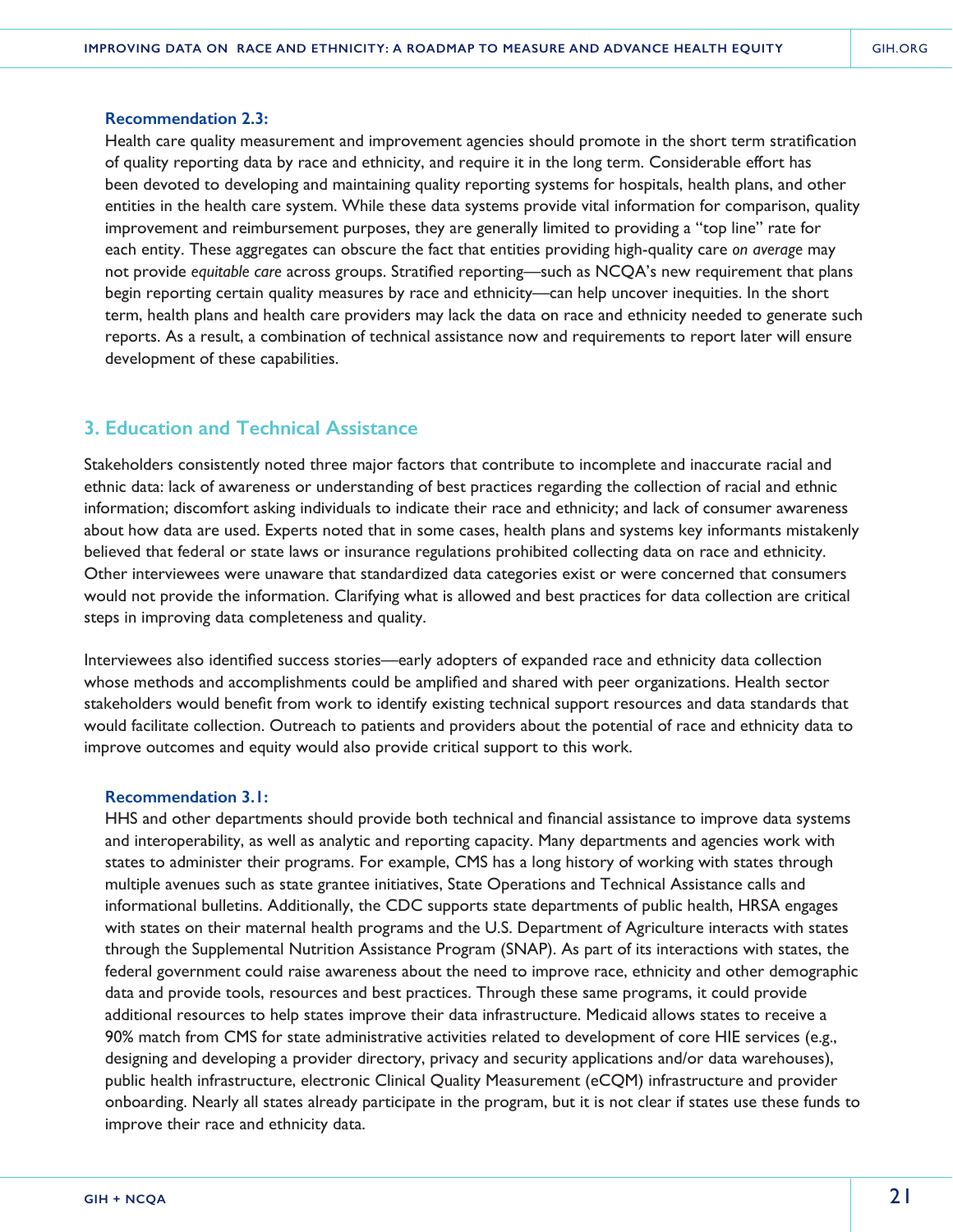**Recommendation 2.3:**

Health care quality measurement and improvement agencies should promote in the short term stratification of quality reporting data by race and ethnicity, and require it in the long term. Considerable effort has been devoted to developing and maintaining quality reporting systems for hospitals, health plans, and other entities in the health care system. While these data systems provide vital information for comparison, quality improvement and reimbursement purposes, they are generally limited to providing a "top line" rate for each entity. These aggregates can obscure the fact that entities providing high-quality care *on average* may not provide *equitable care* across groups. Stratified reporting—such as NCQA's new requirement that plans begin reporting certain quality measures by race and ethnicity—can help uncover inequities. In the short term, health plans and health care providers may lack the data on race and ethnicity needed to generate such reports. As a result, a combination of technical assistance now and requirements to report later will ensure development of these capabilities.

## 3. Education and Technical Assistance

Stakeholders consistently noted three major factors that contribute to incomplete and inaccurate racial and ethnic data: lack of awareness or understanding of best practices regarding the collection of racial and ethnic information; discomfort asking individuals to indicate their race and ethnicity; and lack of consumer awareness about how data are used. Experts noted that in some cases, health plans and systems key informants mistakenly believed that federal or state laws or insurance regulations prohibited collecting data on race and ethnicity. Other interviewees were unaware that standardized data categories exist or were concerned that consumers would not provide the information. Clarifying what is allowed and best practices for data collection are critical steps in improving data completeness and quality.

Interviewees also identified success stories—early adopters of expanded race and ethnicity data collection whose methods and accomplishments could be amplified and shared with peer organizations. Health sector stakeholders would benefit from work to identify existing technical support resources and data standards that would facilitate collection. Outreach to patients and providers about the potential of race and ethnicity data to improve outcomes and equity would also provide critical support to this work.

**Recommendation 3.1:**

HHS and other departments should provide both technical and financial assistance to improve data systems and interoperability, as well as analytic and reporting capacity. Many departments and agencies work with states to administer their programs. For example, CMS has a long history of working with states through multiple avenues such as state grantee initiatives, State Operations and Technical Assistance calls and informational bulletins. Additionally, the CDC supports state departments of public health, HRSA engages with states on their maternal health programs and the U.S. Department of Agriculture interacts with states through the Supplemental Nutrition Assistance Program (SNAP). As part of its interactions with states, the federal government could raise awareness about the need to improve race, ethnicity and other demographic data and provide tools, resources and best practices. Through these same programs, it could provide additional resources to help states improve their data infrastructure. Medicaid allows states to receive a 90% match from CMS for state administrative activities related to development of core HIE services (e.g., designing and developing a provider directory, privacy and security applications and/or data warehouses), public health infrastructure, electronic Clinical Quality Measurement (eCQM) infrastructure and provider onboarding. Nearly all states already participate in the program, but it is not clear if states use these funds to improve their race and ethnicity data.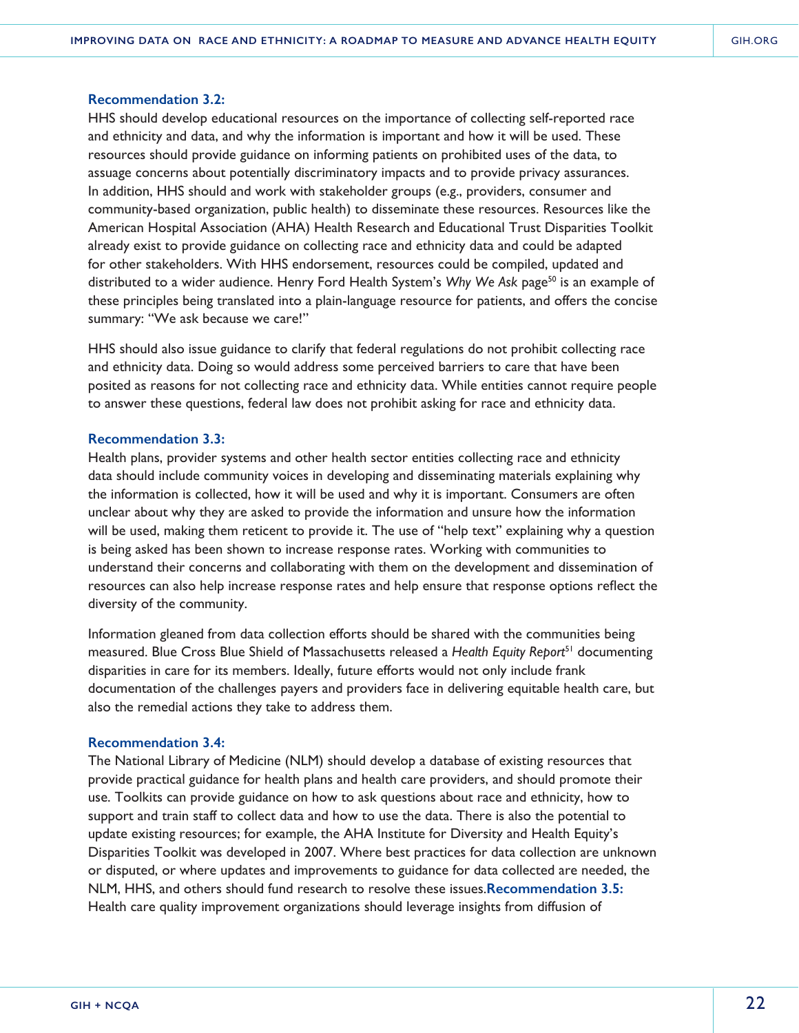**Recommendation 3.2:**
HHS should develop educational resources on the importance of collecting self-reported race and ethnicity and data, and why the information is important and how it will be used. These resources should provide guidance on informing patients on prohibited uses of the data, to assuage concerns about potentially discriminatory impacts and to provide privacy assurances. In addition, HHS should and work with stakeholder groups (e.g., providers, consumer and community-based organization, public health) to disseminate these resources. Resources like the American Hospital Association (AHA) Health Research and Educational Trust Disparities Toolkit already exist to provide guidance on collecting race and ethnicity data and could be adapted for other stakeholders. With HHS endorsement, resources could be compiled, updated and distributed to a wider audience. Henry Ford Health System's *Why We Ask* page[50] is an example of these principles being translated into a plain-language resource for patients, and offers the concise summary: "We ask because we care!"

HHS should also issue guidance to clarify that federal regulations do not prohibit collecting race and ethnicity data. Doing so would address some perceived barriers to care that have been posited as reasons for not collecting race and ethnicity data. While entities cannot require people to answer these questions, federal law does not prohibit asking for race and ethnicity data.

**Recommendation 3.3:**
Health plans, provider systems and other health sector entities collecting race and ethnicity data should include community voices in developing and disseminating materials explaining why the information is collected, how it will be used and why it is important. Consumers are often unclear about why they are asked to provide the information and unsure how the information will be used, making them reticent to provide it. The use of "help text" explaining why a question is being asked has been shown to increase response rates. Working with communities to understand their concerns and collaborating with them on the development and dissemination of resources can also help increase response rates and help ensure that response options reflect the diversity of the community.

Information gleaned from data collection efforts should be shared with the communities being measured. Blue Cross Blue Shield of Massachusetts released a *Health Equity Report*[51] documenting disparities in care for its members. Ideally, future efforts would not only include frank documentation of the challenges payers and providers face in delivering equitable health care, but also the remedial actions they take to address them.

**Recommendation 3.4:**
The National Library of Medicine (NLM) should develop a database of existing resources that provide practical guidance for health plans and health care providers, and should promote their use. Toolkits can provide guidance on how to ask questions about race and ethnicity, how to support and train staff to collect data and how to use the data. There is also the potential to update existing resources; for example, the AHA Institute for Diversity and Health Equity's Disparities Toolkit was developed in 2007. Where best practices for data collection are unknown or disputed, or where updates and improvements to guidance for data collected are needed, the NLM, HHS, and others should fund research to resolve these issues.

**Recommendation 3.5:**
Health care quality improvement organizations should leverage insights from diffusion of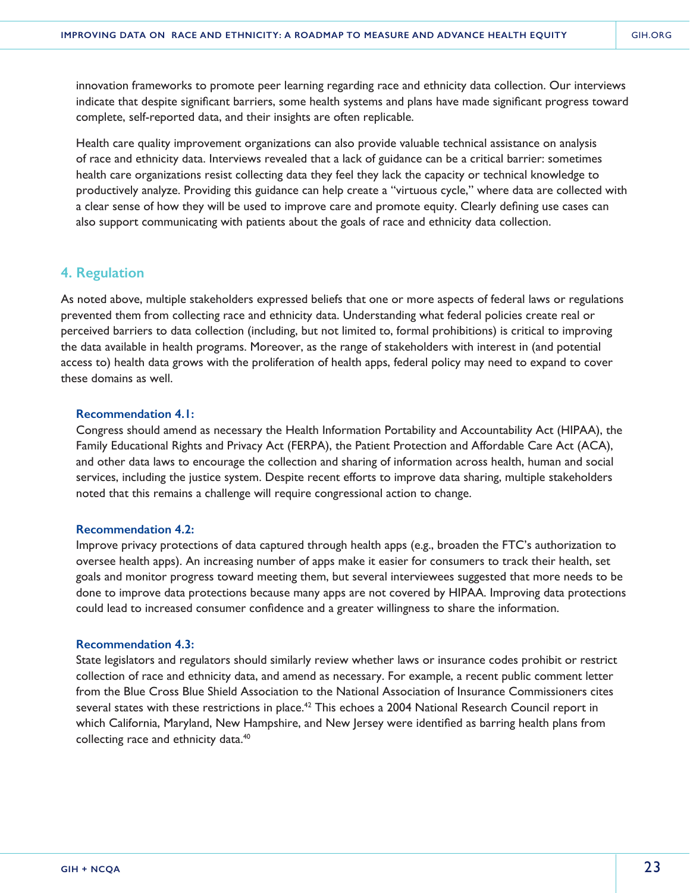innovation frameworks to promote peer learning regarding race and ethnicity data collection. Our interviews indicate that despite significant barriers, some health systems and plans have made significant progress toward complete, self-reported data, and their insights are often replicable.

Health care quality improvement organizations can also provide valuable technical assistance on analysis of race and ethnicity data. Interviews revealed that a lack of guidance can be a critical barrier: sometimes health care organizations resist collecting data they feel they lack the capacity or technical knowledge to productively analyze. Providing this guidance can help create a "virtuous cycle," where data are collected with a clear sense of how they will be used to improve care and promote equity. Clearly defining use cases can also support communicating with patients about the goals of race and ethnicity data collection.

## 4. Regulation

As noted above, multiple stakeholders expressed beliefs that one or more aspects of federal laws or regulations prevented them from collecting race and ethnicity data. Understanding what federal policies create real or perceived barriers to data collection (including, but not limited to, formal prohibitions) is critical to improving the data available in health programs. Moreover, as the range of stakeholders with interest in (and potential access to) health data grows with the proliferation of health apps, federal policy may need to expand to cover these domains as well.

**Recommendation 4.1:**
Congress should amend as necessary the Health Information Portability and Accountability Act (HIPAA), the Family Educational Rights and Privacy Act (FERPA), the Patient Protection and Affordable Care Act (ACA), and other data laws to encourage the collection and sharing of information across health, human and social services, including the justice system. Despite recent efforts to improve data sharing, multiple stakeholders noted that this remains a challenge will require congressional action to change.

**Recommendation 4.2:**
Improve privacy protections of data captured through health apps (e.g., broaden the FTC's authorization to oversee health apps). An increasing number of apps make it easier for consumers to track their health, set goals and monitor progress toward meeting them, but several interviewees suggested that more needs to be done to improve data protections because many apps are not covered by HIPAA. Improving data protections could lead to increased consumer confidence and a greater willingness to share the information.

**Recommendation 4.3:**
State legislators and regulators should similarly review whether laws or insurance codes prohibit or restrict collection of race and ethnicity data, and amend as necessary. For example, a recent public comment letter from the Blue Cross Blue Shield Association to the National Association of Insurance Commissioners cites several states with these restrictions in place.[42] This echoes a 2004 National Research Council report in which California, Maryland, New Hampshire, and New Jersey were identified as barring health plans from collecting race and ethnicity data.[40]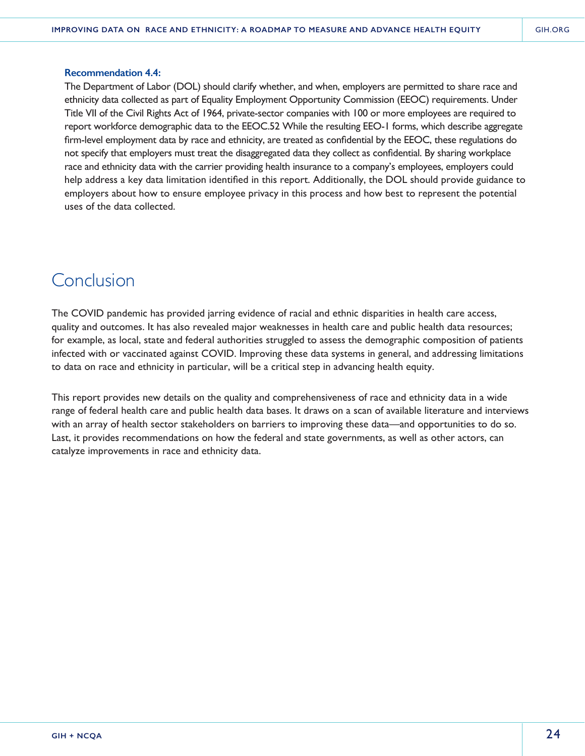**Recommendation 4.4:**

The Department of Labor (DOL) should clarify whether, and when, employers are permitted to share race and ethnicity data collected as part of Equality Employment Opportunity Commission (EEOC) requirements. Under Title VII of the Civil Rights Act of 1964, private-sector companies with 100 or more employees are required to report workforce demographic data to the EEOC.[52] While the resulting EEO-1 forms, which describe aggregate firm-level employment data by race and ethnicity, are treated as confidential by the EEOC, these regulations do not specify that employers must treat the disaggregated data they collect as confidential. By sharing workplace race and ethnicity data with the carrier providing health insurance to a company's employees, employers could help address a key data limitation identified in this report. Additionally, the DOL should provide guidance to employers about how to ensure employee privacy in this process and how best to represent the potential uses of the data collected.

# Conclusion

The COVID pandemic has provided jarring evidence of racial and ethnic disparities in health care access, quality and outcomes. It has also revealed major weaknesses in health care and public health data resources; for example, as local, state and federal authorities struggled to assess the demographic composition of patients infected with or vaccinated against COVID. Improving these data systems in general, and addressing limitations to data on race and ethnicity in particular, will be a critical step in advancing health equity.

This report provides new details on the quality and comprehensiveness of race and ethnicity data in a wide range of federal health care and public health data bases. It draws on a scan of available literature and interviews with an array of health sector stakeholders on barriers to improving these data—and opportunities to do so. Last, it provides recommendations on how the federal and state governments, as well as other actors, can catalyze improvements in race and ethnicity data.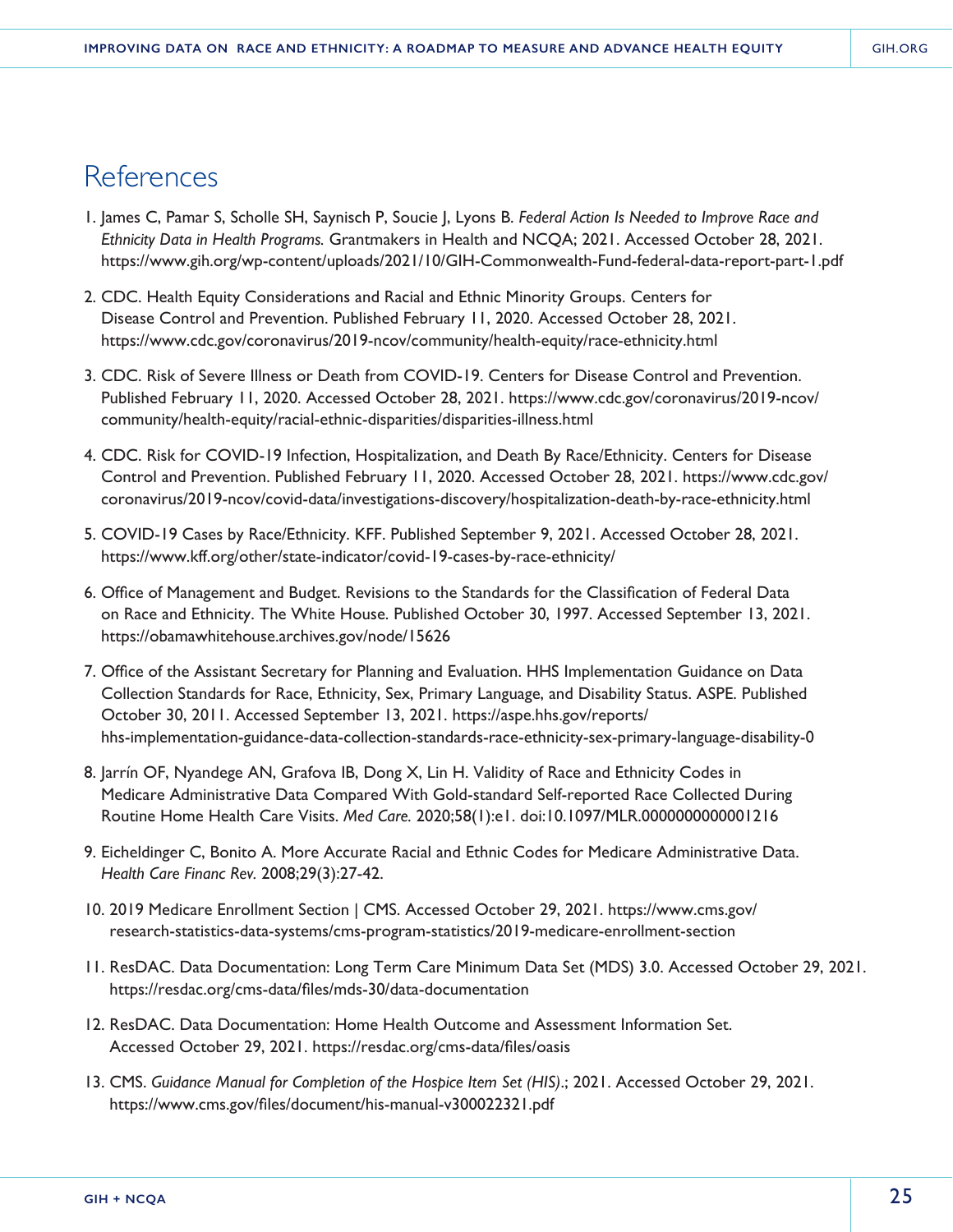# References

1. James C, Pamar S, Scholle SH, Saynisch P, Soucie J, Lyons B. *Federal Action Is Needed to Improve Race and Ethnicity Data in Health Programs.* Grantmakers in Health and NCQA; 2021. Accessed October 28, 2021. https://www.gih.org/wp-content/uploads/2021/10/GIH-Commonwealth-Fund-federal-data-report-part-1.pdf

2. CDC. Health Equity Considerations and Racial and Ethnic Minority Groups. Centers for Disease Control and Prevention. Published February 11, 2020. Accessed October 28, 2021. https://www.cdc.gov/coronavirus/2019-ncov/community/health-equity/race-ethnicity.html

3. CDC. Risk of Severe Illness or Death from COVID-19. Centers for Disease Control and Prevention. Published February 11, 2020. Accessed October 28, 2021. https://www.cdc.gov/coronavirus/2019-ncov/community/health-equity/racial-ethnic-disparities/disparities-illness.html

4. CDC. Risk for COVID-19 Infection, Hospitalization, and Death By Race/Ethnicity. Centers for Disease Control and Prevention. Published February 11, 2020. Accessed October 28, 2021. https://www.cdc.gov/coronavirus/2019-ncov/covid-data/investigations-discovery/hospitalization-death-by-race-ethnicity.html

5. COVID-19 Cases by Race/Ethnicity. KFF. Published September 9, 2021. Accessed October 28, 2021. https://www.kff.org/other/state-indicator/covid-19-cases-by-race-ethnicity/

6. Office of Management and Budget. Revisions to the Standards for the Classification of Federal Data on Race and Ethnicity. The White House. Published October 30, 1997. Accessed September 13, 2021. https://obamawhitehouse.archives.gov/node/15626

7. Office of the Assistant Secretary for Planning and Evaluation. HHS Implementation Guidance on Data Collection Standards for Race, Ethnicity, Sex, Primary Language, and Disability Status. ASPE. Published October 30, 2011. Accessed September 13, 2021. https://aspe.hhs.gov/reports/hhs-implementation-guidance-data-collection-standards-race-ethnicity-sex-primary-language-disability-0

8. Jarrín OF, Nyandege AN, Grafova IB, Dong X, Lin H. Validity of Race and Ethnicity Codes in Medicare Administrative Data Compared With Gold-standard Self-reported Race Collected During Routine Home Health Care Visits. *Med Care.* 2020;58(1):e1. doi:10.1097/MLR.0000000000001216

9. Eicheldinger C, Bonito A. More Accurate Racial and Ethnic Codes for Medicare Administrative Data. *Health Care Financ Rev.* 2008;29(3):27-42.

10. 2019 Medicare Enrollment Section | CMS. Accessed October 29, 2021. https://www.cms.gov/research-statistics-data-systems/cms-program-statistics/2019-medicare-enrollment-section

11. ResDAC. Data Documentation: Long Term Care Minimum Data Set (MDS) 3.0. Accessed October 29, 2021. https://resdac.org/cms-data/files/mds-30/data-documentation

12. ResDAC. Data Documentation: Home Health Outcome and Assessment Information Set. Accessed October 29, 2021. https://resdac.org/cms-data/files/oasis

13. CMS. *Guidance Manual for Completion of the Hospice Item Set (HIS)*.; 2021. Accessed October 29, 2021. https://www.cms.gov/files/document/his-manual-v300022321.pdf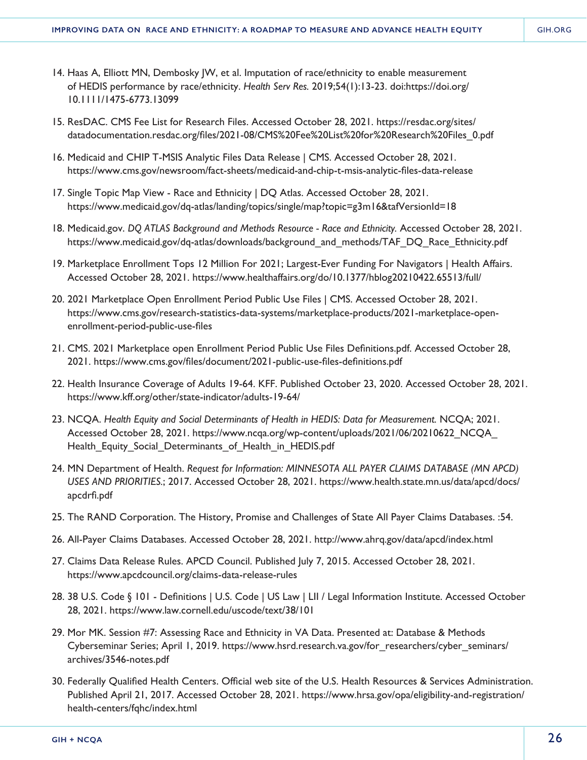14. Haas A, Elliott MN, Dembosky JW, et al. Imputation of race/ethnicity to enable measurement of HEDIS performance by race/ethnicity. *Health Serv Res.* 2019;54(1):13-23. doi:https://doi.org/10.1111/1475-6773.13099

15. ResDAC. CMS Fee List for Research Files. Accessed October 28, 2021. https://resdac.org/sites/datadocumentation.resdac.org/files/2021-08/CMS%20Fee%20List%20for%20Research%20Files_0.pdf

16. Medicaid and CHIP T-MSIS Analytic Files Data Release | CMS. Accessed October 28, 2021. https://www.cms.gov/newsroom/fact-sheets/medicaid-and-chip-t-msis-analytic-files-data-release

17. Single Topic Map View - Race and Ethnicity | DQ Atlas. Accessed October 28, 2021. https://www.medicaid.gov/dq-atlas/landing/topics/single/map?topic=g3m16&tafVersionId=18

18. Medicaid.gov. *DQ ATLAS Background and Methods Resource - Race and Ethnicity.* Accessed October 28, 2021. https://www.medicaid.gov/dq-atlas/downloads/background_and_methods/TAF_DQ_Race_Ethnicity.pdf

19. Marketplace Enrollment Tops 12 Million For 2021; Largest-Ever Funding For Navigators | Health Affairs. Accessed October 28, 2021. https://www.healthaffairs.org/do/10.1377/hblog20210422.65513/full/

20. 2021 Marketplace Open Enrollment Period Public Use Files | CMS. Accessed October 28, 2021. https://www.cms.gov/research-statistics-data-systems/marketplace-products/2021-marketplace-open-enrollment-period-public-use-files

21. CMS. 2021 Marketplace open Enrollment Period Public Use Files Definitions.pdf. Accessed October 28, 2021. https://www.cms.gov/files/document/2021-public-use-files-definitions.pdf

22. Health Insurance Coverage of Adults 19-64. KFF. Published October 23, 2020. Accessed October 28, 2021. https://www.kff.org/other/state-indicator/adults-19-64/

23. NCQA. *Health Equity and Social Determinants of Health in HEDIS: Data for Measurement.* NCQA; 2021. Accessed October 28, 2021. https://www.ncqa.org/wp-content/uploads/2021/06/20210622_NCQA_Health_Equity_Social_Determinants_of_Health_in_HEDIS.pdf

24. MN Department of Health. *Request for Information: MINNESOTA ALL PAYER CLAIMS DATABASE (MN APCD) USES AND PRIORITIES.*; 2017. Accessed October 28, 2021. https://www.health.state.mn.us/data/apcd/docs/apcdrfi.pdf

25. The RAND Corporation. The History, Promise and Challenges of State All Payer Claims Databases. :54.

26. All-Payer Claims Databases. Accessed October 28, 2021. http://www.ahrq.gov/data/apcd/index.html

27. Claims Data Release Rules. APCD Council. Published July 7, 2015. Accessed October 28, 2021. https://www.apcdcouncil.org/claims-data-release-rules

28. 38 U.S. Code § 101 - Definitions | U.S. Code | US Law | LII / Legal Information Institute. Accessed October 28, 2021. https://www.law.cornell.edu/uscode/text/38/101

29. Mor MK. Session #7: Assessing Race and Ethnicity in VA Data. Presented at: Database & Methods Cyberseminar Series; April 1, 2019. https://www.hsrd.research.va.gov/for_researchers/cyber_seminars/archives/3546-notes.pdf

30. Federally Qualified Health Centers. Official web site of the U.S. Health Resources & Services Administration. Published April 21, 2017. Accessed October 28, 2021. https://www.hrsa.gov/opa/eligibility-and-registration/health-centers/fqhc/index.html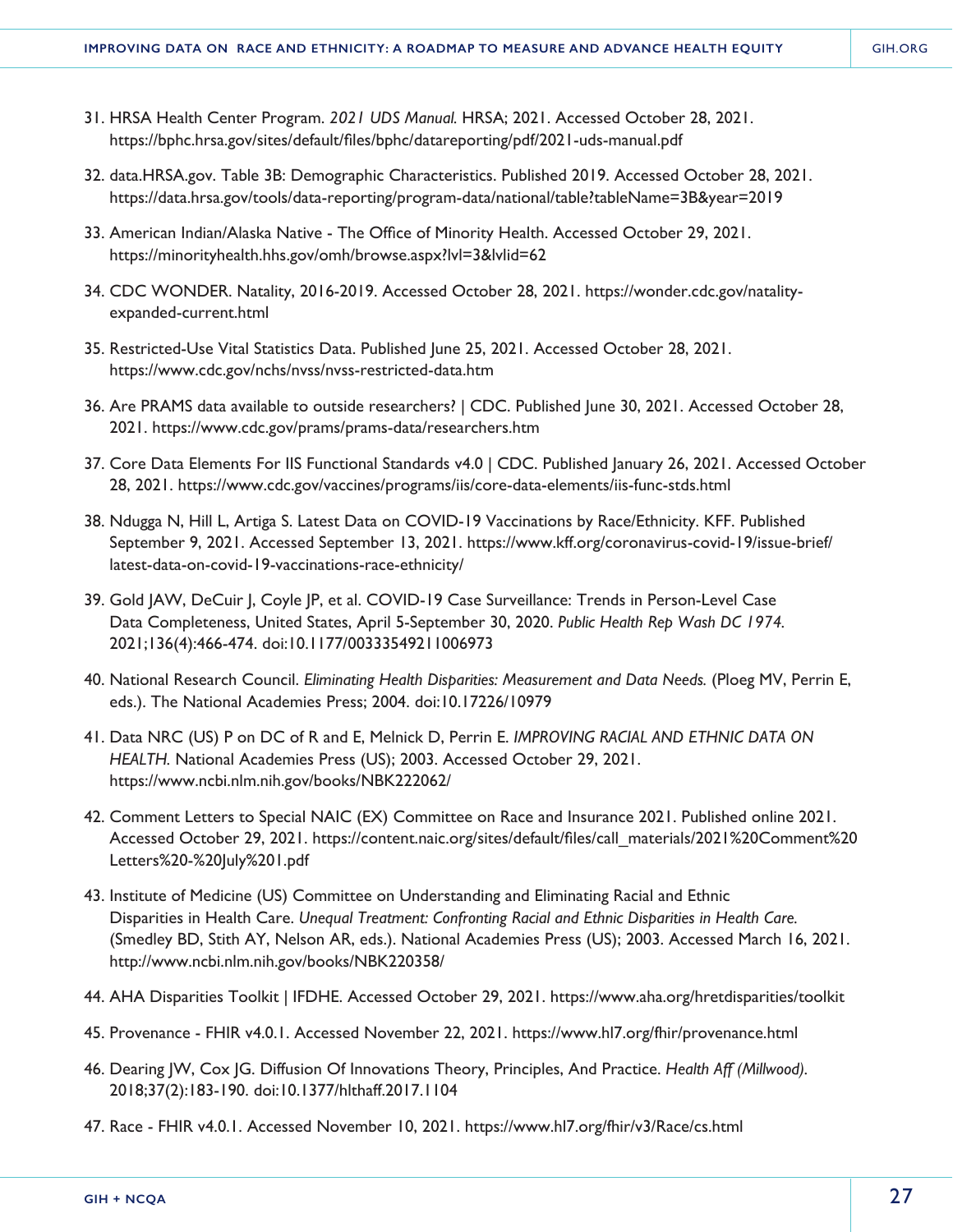31. HRSA Health Center Program. *2021 UDS Manual.* HRSA; 2021. Accessed October 28, 2021. https://bphc.hrsa.gov/sites/default/files/bphc/datareporting/pdf/2021-uds-manual.pdf

32. data.HRSA.gov. Table 3B: Demographic Characteristics. Published 2019. Accessed October 28, 2021. https://data.hrsa.gov/tools/data-reporting/program-data/national/table?tableName=3B&year=2019

33. American Indian/Alaska Native - The Office of Minority Health. Accessed October 29, 2021. https://minorityhealth.hhs.gov/omh/browse.aspx?lvl=3&lvlid=62

34. CDC WONDER. Natality, 2016-2019. Accessed October 28, 2021. https://wonder.cdc.gov/natality-expanded-current.html

35. Restricted-Use Vital Statistics Data. Published June 25, 2021. Accessed October 28, 2021. https://www.cdc.gov/nchs/nvss/nvss-restricted-data.htm

36. Are PRAMS data available to outside researchers? | CDC. Published June 30, 2021. Accessed October 28, 2021. https://www.cdc.gov/prams/prams-data/researchers.htm

37. Core Data Elements For IIS Functional Standards v4.0 | CDC. Published January 26, 2021. Accessed October 28, 2021. https://www.cdc.gov/vaccines/programs/iis/core-data-elements/iis-func-stds.html

38. Ndugga N, Hill L, Artiga S. Latest Data on COVID-19 Vaccinations by Race/Ethnicity. KFF. Published September 9, 2021. Accessed September 13, 2021. https://www.kff.org/coronavirus-covid-19/issue-brief/latest-data-on-covid-19-vaccinations-race-ethnicity/

39. Gold JAW, DeCuir J, Coyle JP, et al. COVID-19 Case Surveillance: Trends in Person-Level Case Data Completeness, United States, April 5-September 30, 2020. *Public Health Rep Wash DC 1974.* 2021;136(4):466-474. doi:10.1177/00333549211006973

40. National Research Council. *Eliminating Health Disparities: Measurement and Data Needs.* (Ploeg MV, Perrin E, eds.). The National Academies Press; 2004. doi:10.17226/10979

41. Data NRC (US) P on DC of R and E, Melnick D, Perrin E. *IMPROVING RACIAL AND ETHNIC DATA ON HEALTH.* National Academies Press (US); 2003. Accessed October 29, 2021. https://www.ncbi.nlm.nih.gov/books/NBK222062/

42. Comment Letters to Special NAIC (EX) Committee on Race and Insurance 2021. Published online 2021. Accessed October 29, 2021. https://content.naic.org/sites/default/files/call_materials/2021%20Comment%20Letters%20-%20July%201.pdf

43. Institute of Medicine (US) Committee on Understanding and Eliminating Racial and Ethnic Disparities in Health Care. *Unequal Treatment: Confronting Racial and Ethnic Disparities in Health Care.* (Smedley BD, Stith AY, Nelson AR, eds.). National Academies Press (US); 2003. Accessed March 16, 2021. http://www.ncbi.nlm.nih.gov/books/NBK220358/

44. AHA Disparities Toolkit | IFDHE. Accessed October 29, 2021. https://www.aha.org/hretdisparities/toolkit

45. Provenance - FHIR v4.0.1. Accessed November 22, 2021. https://www.hl7.org/fhir/provenance.html

46. Dearing JW, Cox JG. Diffusion Of Innovations Theory, Principles, And Practice. *Health Aff (Millwood).* 2018;37(2):183-190. doi:10.1377/hlthaff.2017.1104

47. Race - FHIR v4.0.1. Accessed November 10, 2021. https://www.hl7.org/fhir/v3/Race/cs.html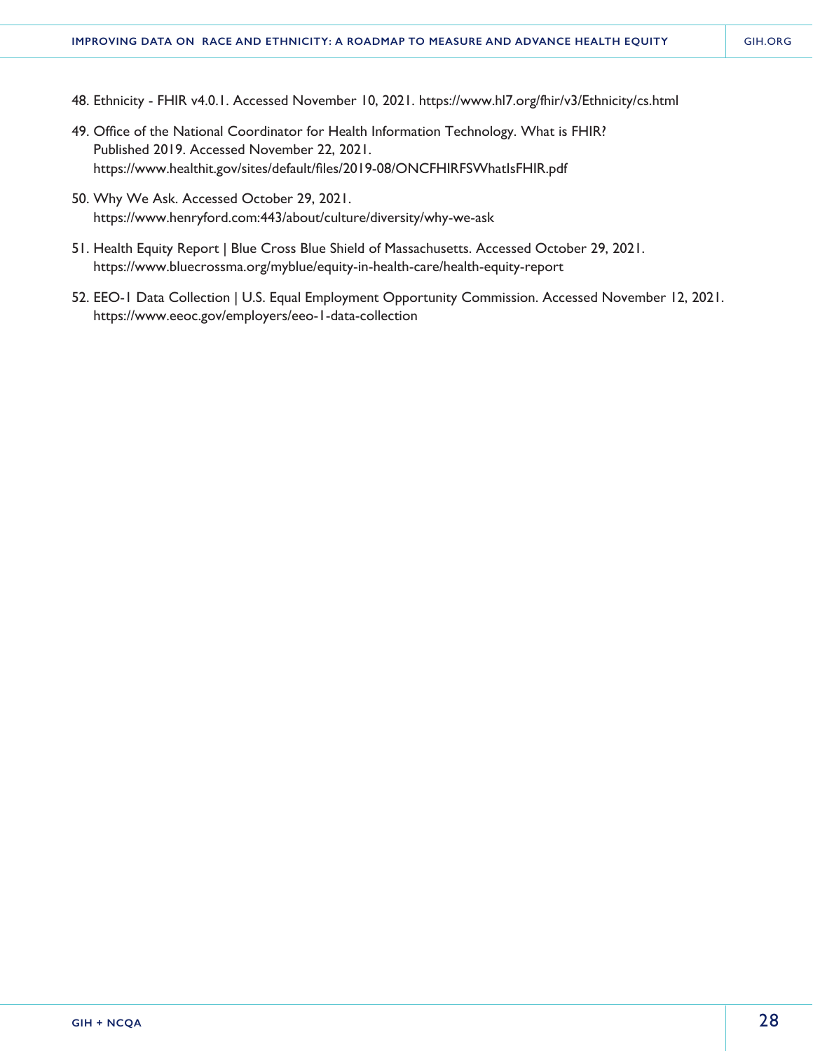48. Ethnicity - FHIR v4.0.1. Accessed November 10, 2021. https://www.hl7.org/fhir/v3/Ethnicity/cs.html

49. Office of the National Coordinator for Health Information Technology. What is FHIR? Published 2019. Accessed November 22, 2021. https://www.healthit.gov/sites/default/files/2019-08/ONCFHIRFSWhatIsFHIR.pdf

50. Why We Ask. Accessed October 29, 2021. https://www.henryford.com:443/about/culture/diversity/why-we-ask

51. Health Equity Report | Blue Cross Blue Shield of Massachusetts. Accessed October 29, 2021. https://www.bluecrossma.org/myblue/equity-in-health-care/health-equity-report

52. EEO-1 Data Collection | U.S. Equal Employment Opportunity Commission. Accessed November 12, 2021. https://www.eeoc.gov/employers/eeo-1-data-collection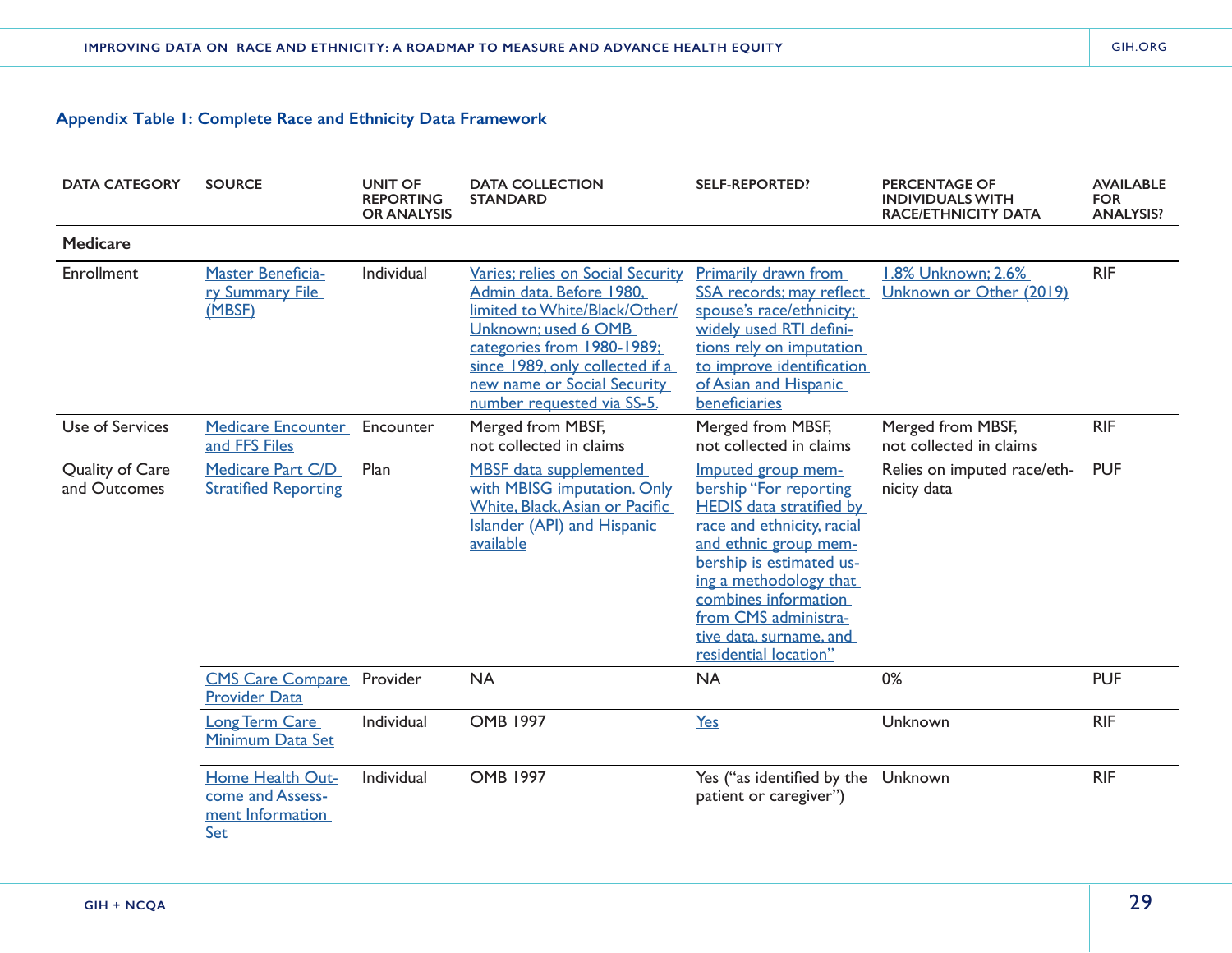### Appendix Table 1: Complete Race and Ethnicity Data Framework

| DATA CATEGORY | SOURCE | UNIT OF REPORTING OR ANALYSIS | DATA COLLECTION STANDARD | SELF-REPORTED? | PERCENTAGE OF INDIVIDUALS WITH RACE/ETHNICITY DATA | AVAILABLE FOR ANALYSIS? |
|---|---|---|---|---|---|---|
| **Medicare** | | | | | | |
| Enrollment | Master Beneficiary Summary File (MBSF) | Individual | Varies; relies on Social Security Admin data. Before 1980, limited to White/Black/Other/Unknown; used 6 OMB categories from 1980-1989; since 1989, only collected if a new name or Social Security number requested via SS-5. | Primarily drawn from SSA records; may reflect spouse's race/ethnicity; widely used RTI definitions rely on imputation to improve identification of Asian and Hispanic beneficiaries | 1.8% Unknown; 2.6% Unknown or Other (2019) | RIF |
| Use of Services | Medicare Encounter and FFS Files | Encounter | Merged from MBSF, not collected in claims | Merged from MBSF, not collected in claims | Merged from MBSF, not collected in claims | RIF |
| Quality of Care and Outcomes | Medicare Part C/D Stratified Reporting | Plan | MBSF data supplemented with MBISG imputation. Only White, Black, Asian or Pacific Islander (API) and Hispanic available | Imputed group membership "For reporting HEDIS data stratified by race and ethnicity, racial and ethnic group membership is estimated using a methodology that combines information from CMS administrative data, surname, and residential location" | Relies on imputed race/ethnicity data | PUF |
| | CMS Care Compare Provider Data | Provider | NA | NA | 0% | PUF |
| | Long Term Care Minimum Data Set | Individual | OMB 1997 | Yes | Unknown | RIF |
| | Home Health Outcome and Assessment Information Set | Individual | OMB 1997 | Yes ("as identified by the patient or caregiver") | Unknown | RIF |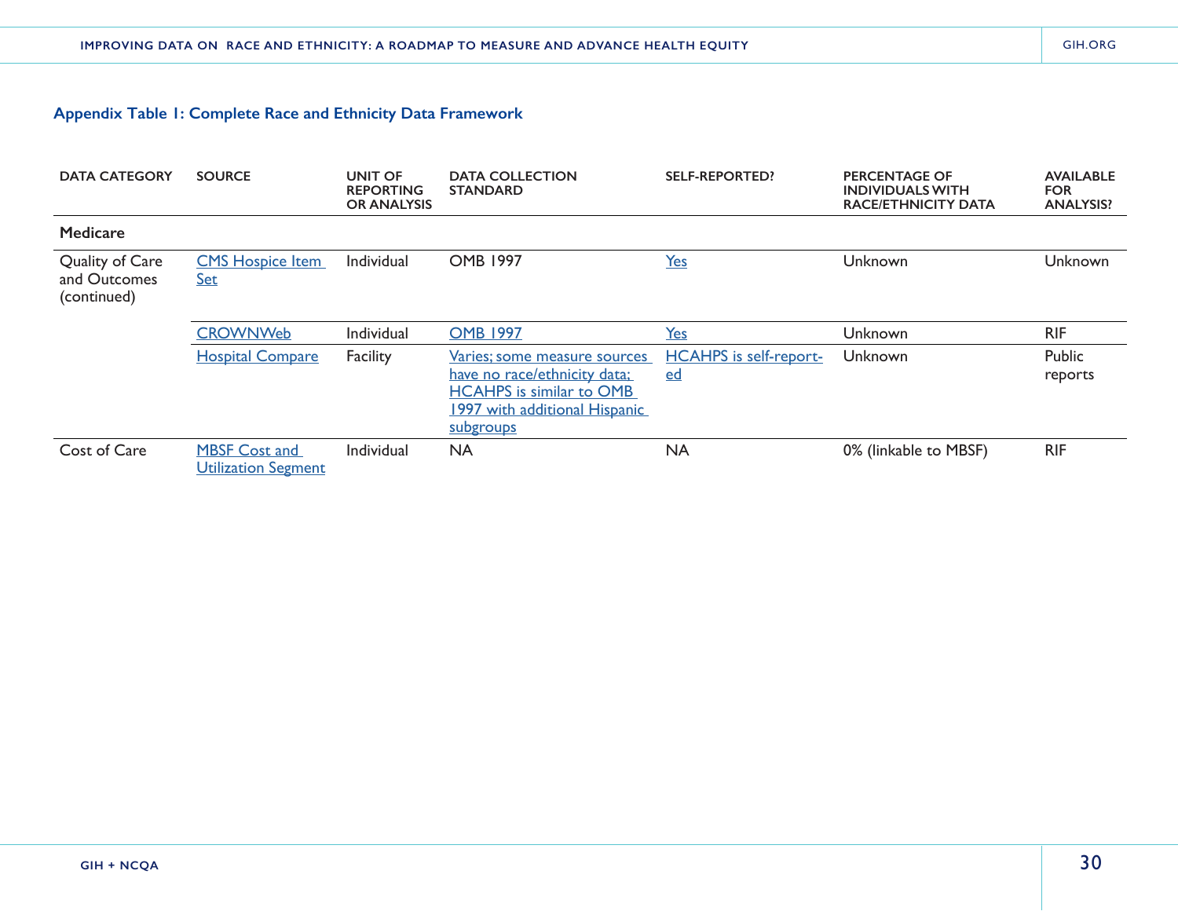### Appendix Table 1: Complete Race and Ethnicity Data Framework

| DATA CATEGORY | SOURCE | UNIT OF REPORTING OR ANALYSIS | DATA COLLECTION STANDARD | SELF-REPORTED? | PERCENTAGE OF INDIVIDUALS WITH RACE/ETHNICITY DATA | AVAILABLE FOR ANALYSIS? |
|---|---|---|---|---|---|---|
| **Medicare** | | | | | | |
| Quality of Care and Outcomes (continued) | CMS Hospice Item Set | Individual | OMB 1997 | Yes | Unknown | Unknown |
| | CROWNWeb | Individual | OMB 1997 | Yes | Unknown | RIF |
| | Hospital Compare | Facility | Varies; some measure sources have no race/ethnicity data; HCAHPS is similar to OMB 1997 with additional Hispanic subgroups | HCAHPS is self-reported | Unknown | Public reports |
| Cost of Care | MBSF Cost and Utilization Segment | Individual | NA | NA | 0% (linkable to MBSF) | RIF |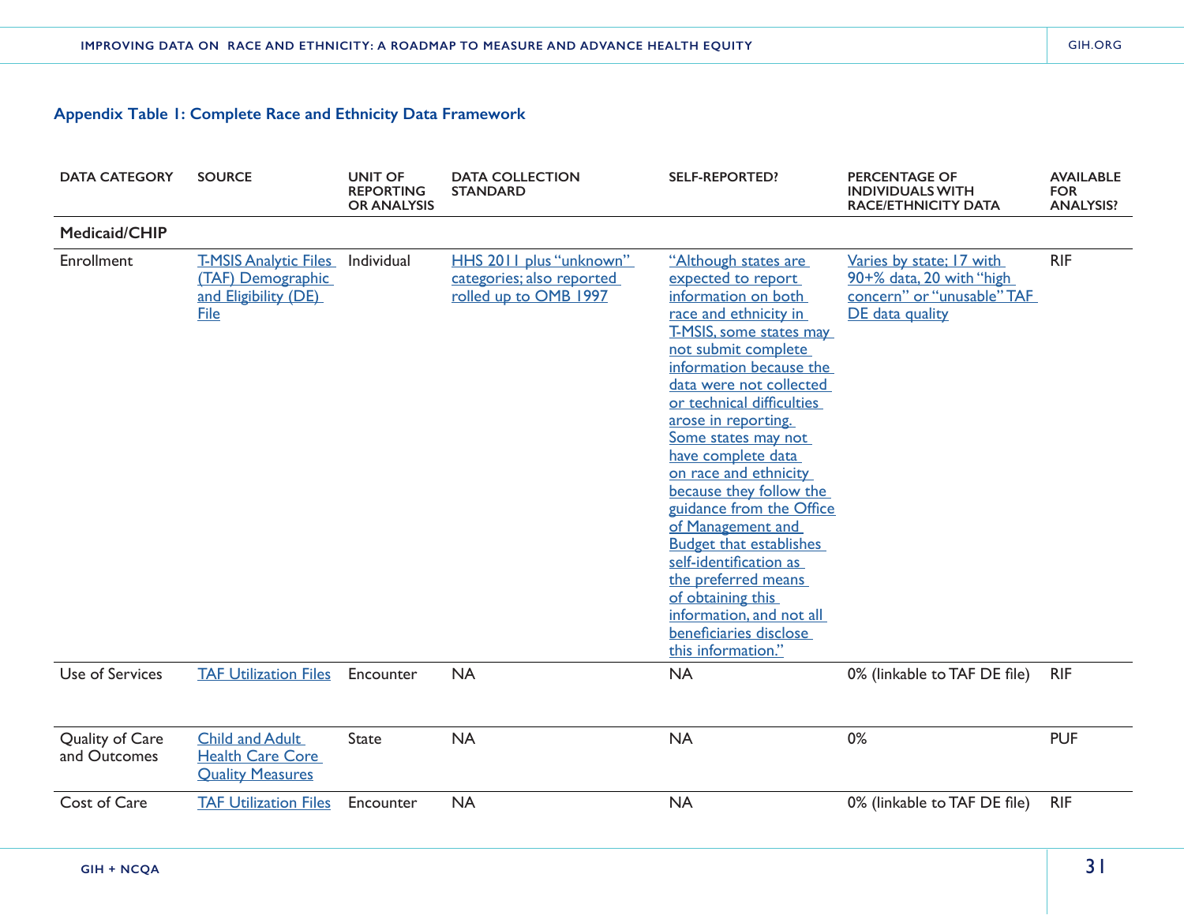### Appendix Table 1: Complete Race and Ethnicity Data Framework

| DATA CATEGORY | SOURCE | UNIT OF REPORTING OR ANALYSIS | DATA COLLECTION STANDARD | SELF-REPORTED? | PERCENTAGE OF INDIVIDUALS WITH RACE/ETHNICITY DATA | AVAILABLE FOR ANALYSIS? |
|---|---|---|---|---|---|---|
| **Medicaid/CHIP** | | | | | | |
| Enrollment | T-MSIS Analytic Files (TAF) Demographic and Eligibility (DE) File | Individual | HHS 2011 plus "unknown" categories; also reported rolled up to OMB 1997 | "Although states are expected to report information on both race and ethnicity in T-MSIS, some states may not submit complete information because the data were not collected or technical difficulties arose in reporting. Some states may not have complete data on race and ethnicity because they follow the guidance from the Office of Management and Budget that establishes self-identification as the preferred means of obtaining this information, and not all beneficiaries disclose this information." | Varies by state; 17 with 90+% data, 20 with "high concern" or "unusable" TAF DE data quality | RIF |
| Use of Services | TAF Utilization Files | Encounter | NA | NA | 0% (linkable to TAF DE file) | RIF |
| Quality of Care and Outcomes | Child and Adult Health Care Core Quality Measures | State | NA | NA | 0% | PUF |
| Cost of Care | TAF Utilization Files | Encounter | NA | NA | 0% (linkable to TAF DE file) | RIF |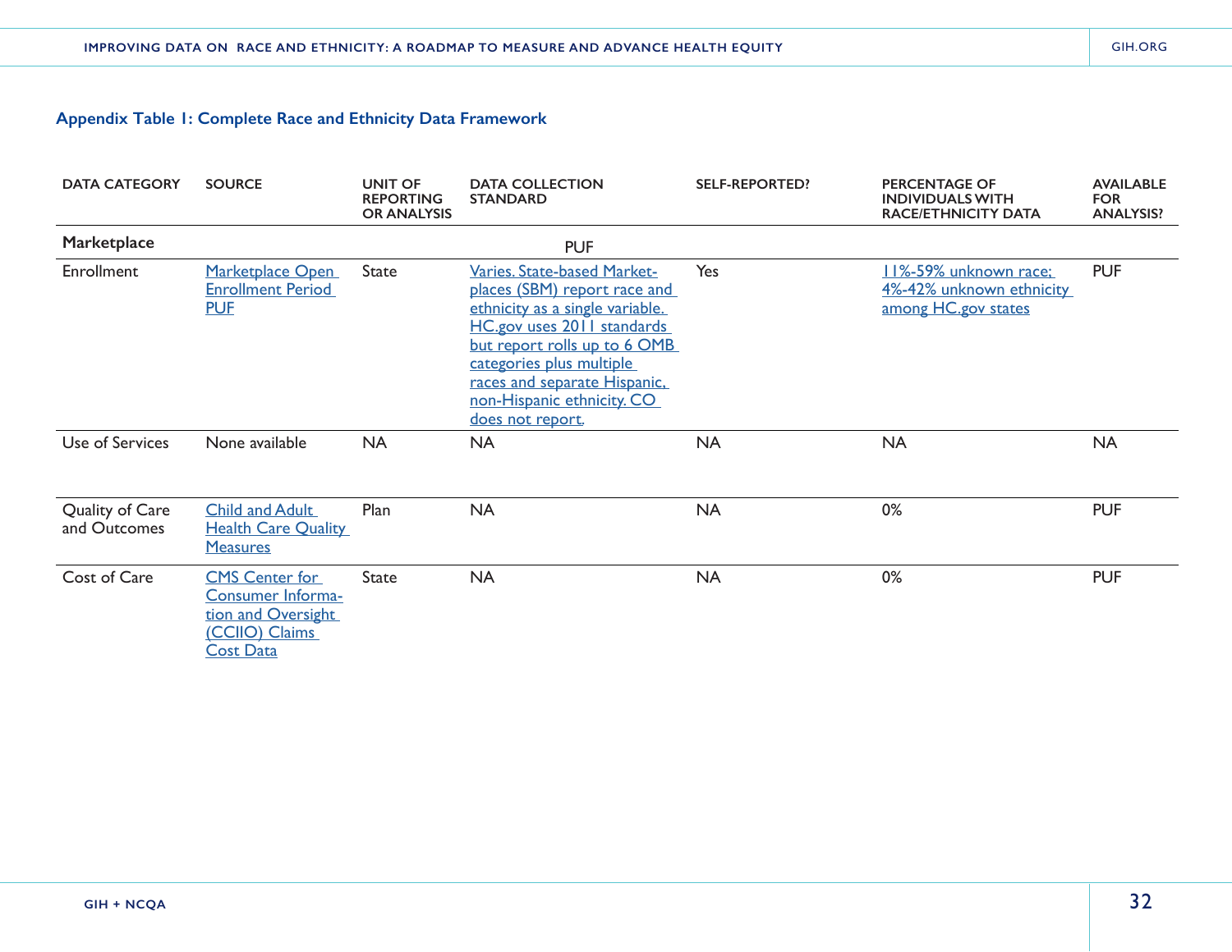**Appendix Table 1: Complete Race and Ethnicity Data Framework**

| DATA CATEGORY | SOURCE | UNIT OF REPORTING OR ANALYSIS | DATA COLLECTION STANDARD | SELF-REPORTED? | PERCENTAGE OF INDIVIDUALS WITH RACE/ETHNICITY DATA | AVAILABLE FOR ANALYSIS? |
|---|---|---|---|---|---|---|
| **Marketplace** | | | PUF | | | |
| Enrollment | Marketplace Open Enrollment Period PUF | State | Varies. State-based Marketplaces (SBM) report race and ethnicity as a single variable. HC.gov uses 2011 standards but report rolls up to 6 OMB categories plus multiple races and separate Hispanic, non-Hispanic ethnicity. CO does not report. | Yes | 11%-59% unknown race; 4%-42% unknown ethnicity among HC.gov states | PUF |
| Use of Services | None available | NA | NA | NA | NA | NA |
| Quality of Care and Outcomes | Child and Adult Health Care Quality Measures | Plan | NA | NA | 0% | PUF |
| Cost of Care | CMS Center for Consumer Information and Oversight (CCIIO) Claims Cost Data | State | NA | NA | 0% | PUF |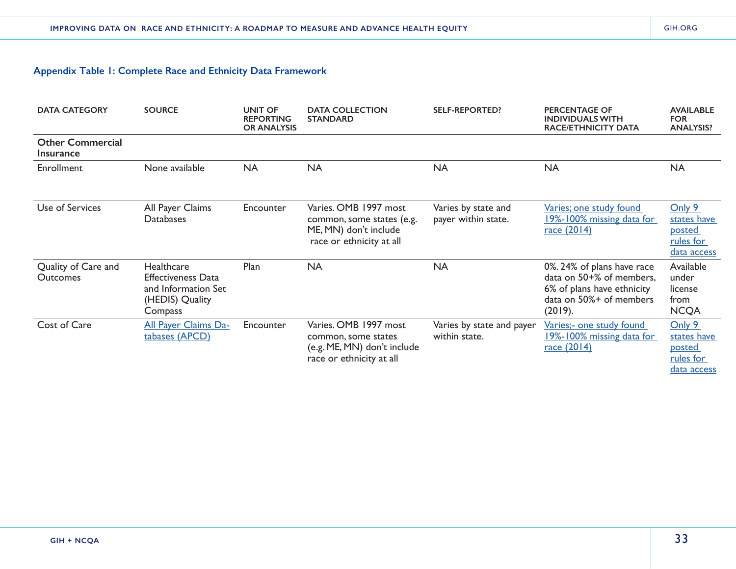### Appendix Table 1: Complete Race and Ethnicity Data Framework

| DATA CATEGORY | SOURCE | UNIT OF REPORTING OR ANALYSIS | DATA COLLECTION STANDARD | SELF-REPORTED? | PERCENTAGE OF INDIVIDUALS WITH RACE/ETHNICITY DATA | AVAILABLE FOR ANALYSIS? |
|---|---|---|---|---|---|---|
| **Other Commercial Insurance** | | | | | | |
| Enrollment | None available | NA | NA | NA | NA | NA |
| Use of Services | All Payer Claims Databases | Encounter | Varies. OMB 1997 most common, some states (e.g. ME, MN) don't include race or ethnicity at all | Varies by state and payer within state. | Varies; one study found 19%-100% missing data for race (2014) | Only 9 states have posted rules for data access |
| Quality of Care and Outcomes | Healthcare Effectiveness Data and Information Set (HEDIS) Quality Compass | Plan | NA | NA | 0%. 24% of plans have race data on 50+% of members, 6% of plans have ethnicity data on 50%+ of members (2019). | Available under license from NCQA |
| Cost of Care | All Payer Claims Databases (APCD) | Encounter | Varies. OMB 1997 most common, some states (e.g. ME, MN) don't include race or ethnicity at all | Varies by state and payer within state. | Varies;- one study found 19%-100% missing data for race (2014) | Only 9 states have posted rules for data access |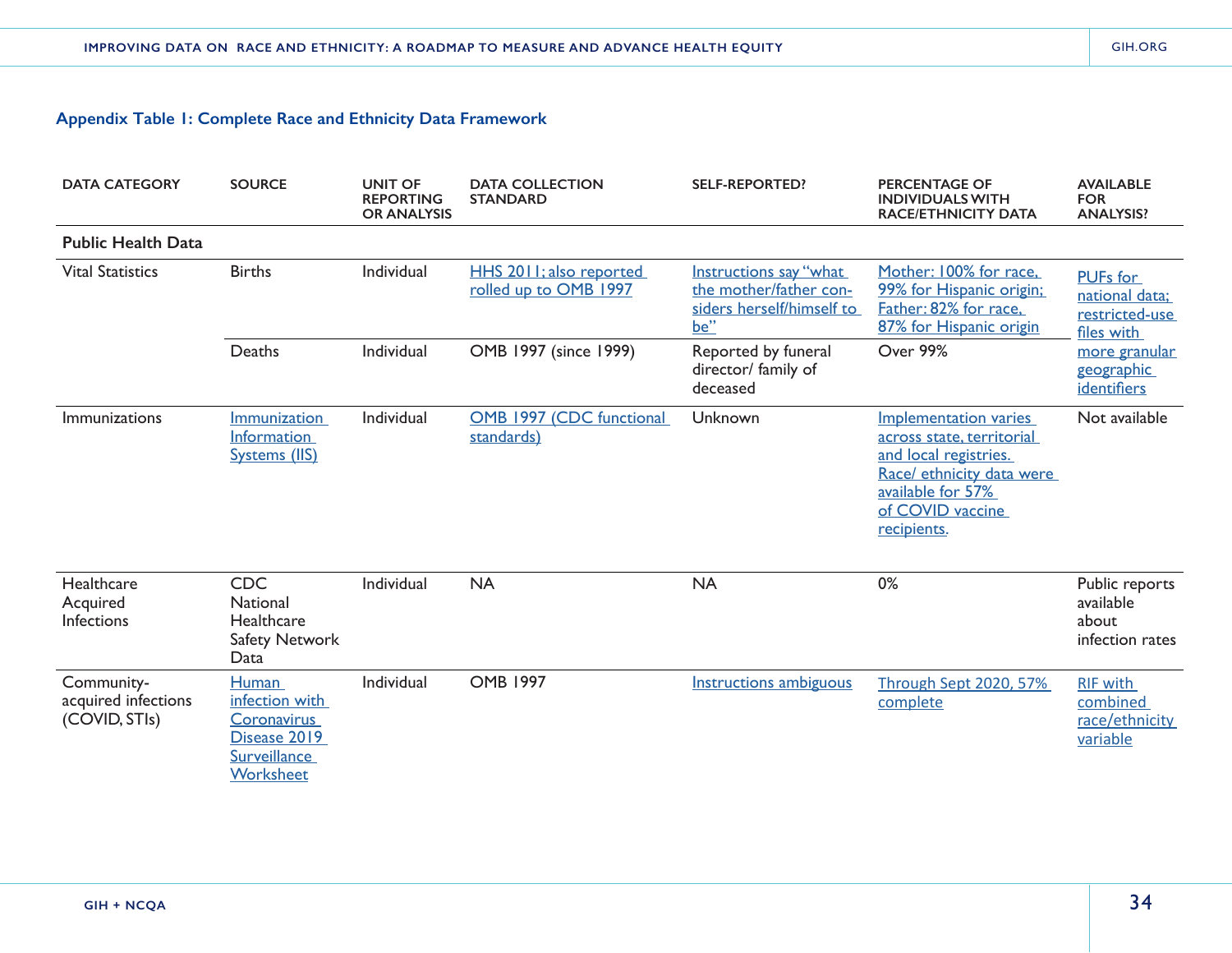### Appendix Table 1: Complete Race and Ethnicity Data Framework

| DATA CATEGORY | SOURCE | UNIT OF REPORTING OR ANALYSIS | DATA COLLECTION STANDARD | SELF-REPORTED? | PERCENTAGE OF INDIVIDUALS WITH RACE/ETHNICITY DATA | AVAILABLE FOR ANALYSIS? |
|---|---|---|---|---|---|---|
| **Public Health Data** | | | | | | |
| Vital Statistics | Births | Individual | HHS 2011; also reported rolled up to OMB 1997 | Instructions say "what the mother/father considers herself/himself to be" | Mother: 100% for race, 99% for Hispanic origin; Father: 82% for race, 87% for Hispanic origin | PUFs for national data; restricted-use files with more granular geographic identifiers |
| | Deaths | Individual | OMB 1997 (since 1999) | Reported by funeral director/ family of deceased | Over 99% | |
| Immunizations | Immunization Information Systems (IIS) | Individual | OMB 1997 (CDC functional standards) | Unknown | Implementation varies across state, territorial and local registries. Race/ ethnicity data were available for 57% of COVID vaccine recipients. | Not available |
| Healthcare Acquired Infections | CDC National Healthcare Safety Network Data | Individual | NA | NA | 0% | Public reports available about infection rates |
| Community-acquired infections (COVID, STIs) | Human infection with Coronavirus Disease 2019 Surveillance Worksheet | Individual | OMB 1997 | Instructions ambiguous | Through Sept 2020, 57% complete | RIF with combined race/ethnicity variable |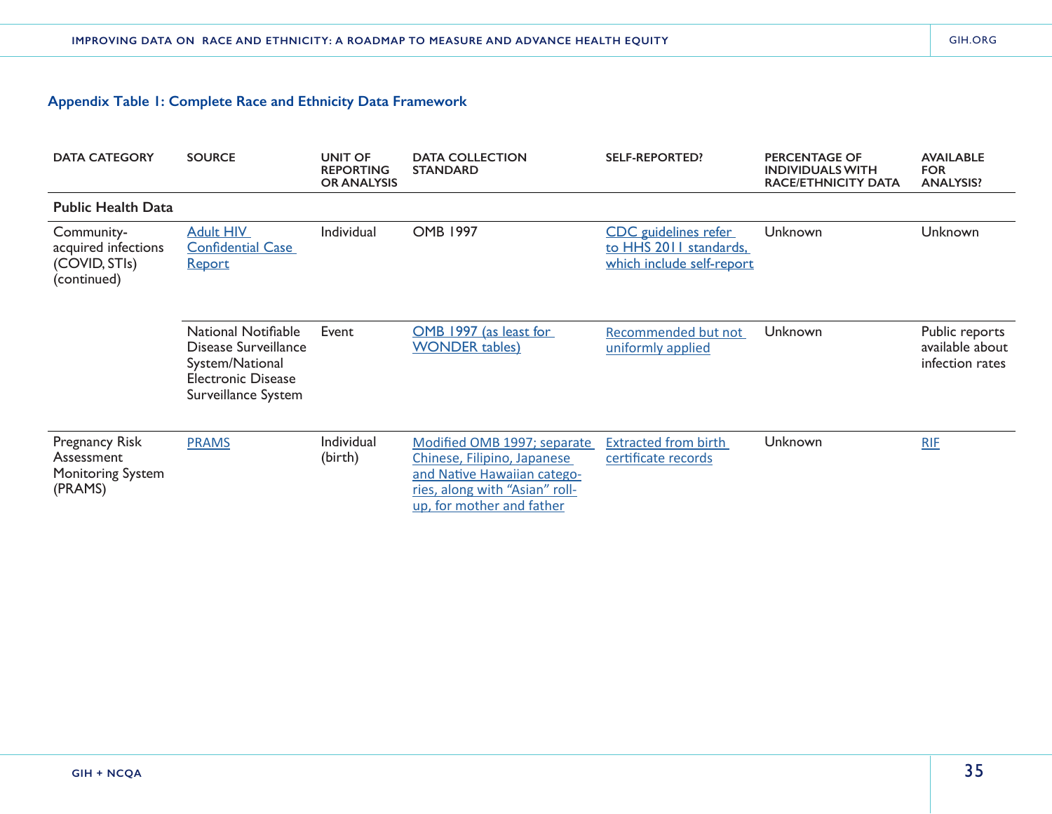### Appendix Table 1: Complete Race and Ethnicity Data Framework

| DATA CATEGORY | SOURCE | UNIT OF REPORTING OR ANALYSIS | DATA COLLECTION STANDARD | SELF-REPORTED? | PERCENTAGE OF INDIVIDUALS WITH RACE/ETHNICITY DATA | AVAILABLE FOR ANALYSIS? |
|---|---|---|---|---|---|---|
| **Public Health Data** | | | | | | |
| Community-acquired infections (COVID, STIs) (continued) | Adult HIV Confidential Case Report | Individual | OMB 1997 | CDC guidelines refer to HHS 2011 standards, which include self-report | Unknown | Unknown |
| | National Notifiable Disease Surveillance System/National Electronic Disease Surveillance System | Event | OMB 1997 (as least for WONDER tables) | Recommended but not uniformly applied | Unknown | Public reports available about infection rates |
| Pregnancy Risk Assessment Monitoring System (PRAMS) | PRAMS | Individual (birth) | Modified OMB 1997; separate Chinese, Filipino, Japanese and Native Hawaiian categories, along with "Asian" roll-up, for mother and father | Extracted from birth certificate records | Unknown | RIF |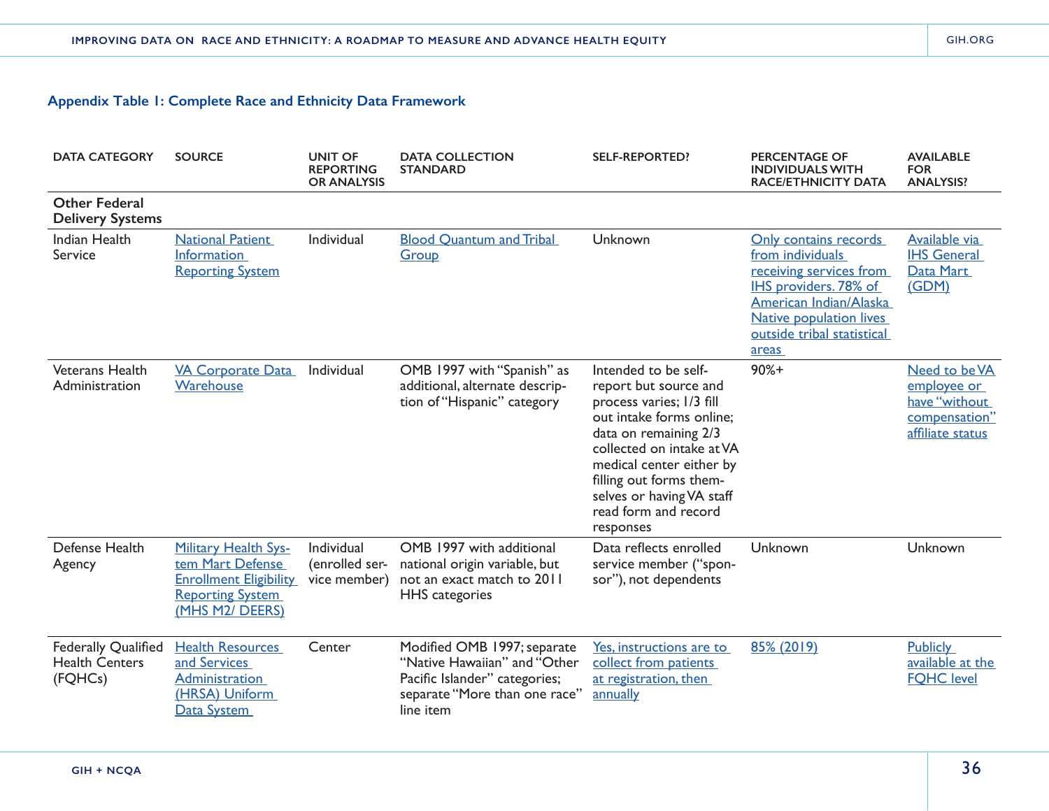**Appendix Table 1: Complete Race and Ethnicity Data Framework**

| DATA CATEGORY | SOURCE | UNIT OF REPORTING OR ANALYSIS | DATA COLLECTION STANDARD | SELF-REPORTED? | PERCENTAGE OF INDIVIDUALS WITH RACE/ETHNICITY DATA | AVAILABLE FOR ANALYSIS? |
|---|---|---|---|---|---|---|
| **Other Federal Delivery Systems** | | | | | | |
| Indian Health Service | National Patient Information Reporting System | Individual | Blood Quantum and Tribal Group | Unknown | Only contains records from individuals receiving services from IHS providers. 78% of American Indian/Alaska Native population lives outside tribal statistical areas | Available via IHS General Data Mart (GDM) |
| Veterans Health Administration | VA Corporate Data Warehouse | Individual | OMB 1997 with "Spanish" as additional, alternate description of "Hispanic" category | Intended to be self-report but source and process varies; 1/3 fill out intake forms online; data on remaining 2/3 collected on intake at VA medical center either by filling out forms themselves or having VA staff read form and record responses | 90%+ | Need to be VA employee or have "without compensation" affiliate status |
| Defense Health Agency | Military Health System Mart Defense Enrollment Eligibility Reporting System (MHS M2/ DEERS) | Individual (enrolled service member) | OMB 1997 with additional national origin variable, but not an exact match to 2011 HHS categories | Data reflects enrolled service member ("sponsor"), not dependents | Unknown | Unknown |
| Federally Qualified Health Centers (FQHCs) | Health Resources and Services Administration (HRSA) Uniform Data System | Center | Modified OMB 1997; separate "Native Hawaiian" and "Other Pacific Islander" categories; separate "More than one race" line item | Yes, instructions are to collect from patients at registration, then annually | 85% (2019) | Publicly available at the FQHC level |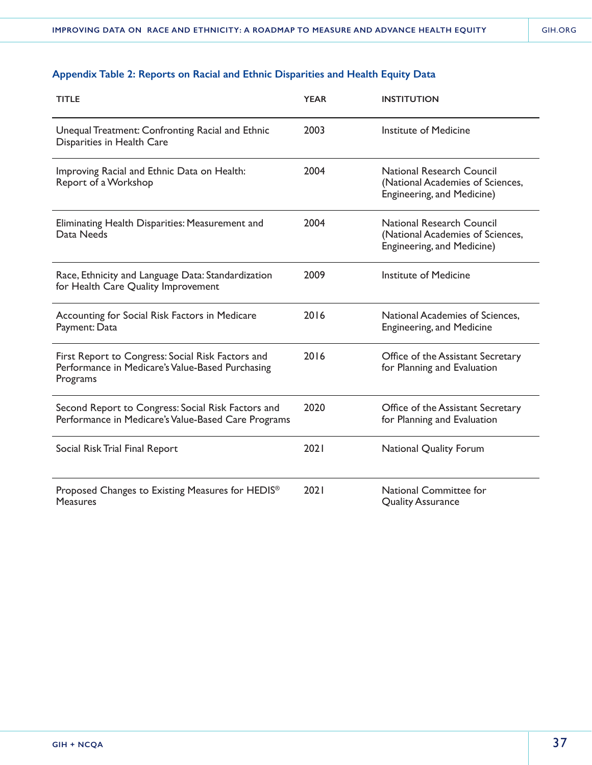### Appendix Table 2: Reports on Racial and Ethnic Disparities and Health Equity Data

| TITLE | YEAR | INSTITUTION |
|---|---|---|
| Unequal Treatment: Confronting Racial and Ethnic Disparities in Health Care | 2003 | Institute of Medicine |
| Improving Racial and Ethnic Data on Health: Report of a Workshop | 2004 | National Research Council (National Academies of Sciences, Engineering, and Medicine) |
| Eliminating Health Disparities: Measurement and Data Needs | 2004 | National Research Council (National Academies of Sciences, Engineering, and Medicine) |
| Race, Ethnicity and Language Data: Standardization for Health Care Quality Improvement | 2009 | Institute of Medicine |
| Accounting for Social Risk Factors in Medicare Payment: Data | 2016 | National Academies of Sciences, Engineering, and Medicine |
| First Report to Congress: Social Risk Factors and Performance in Medicare's Value-Based Purchasing Programs | 2016 | Office of the Assistant Secretary for Planning and Evaluation |
| Second Report to Congress: Social Risk Factors and Performance in Medicare's Value-Based Care Programs | 2020 | Office of the Assistant Secretary for Planning and Evaluation |
| Social Risk Trial Final Report | 2021 | National Quality Forum |
| Proposed Changes to Existing Measures for HEDIS® Measures | 2021 | National Committee for Quality Assurance |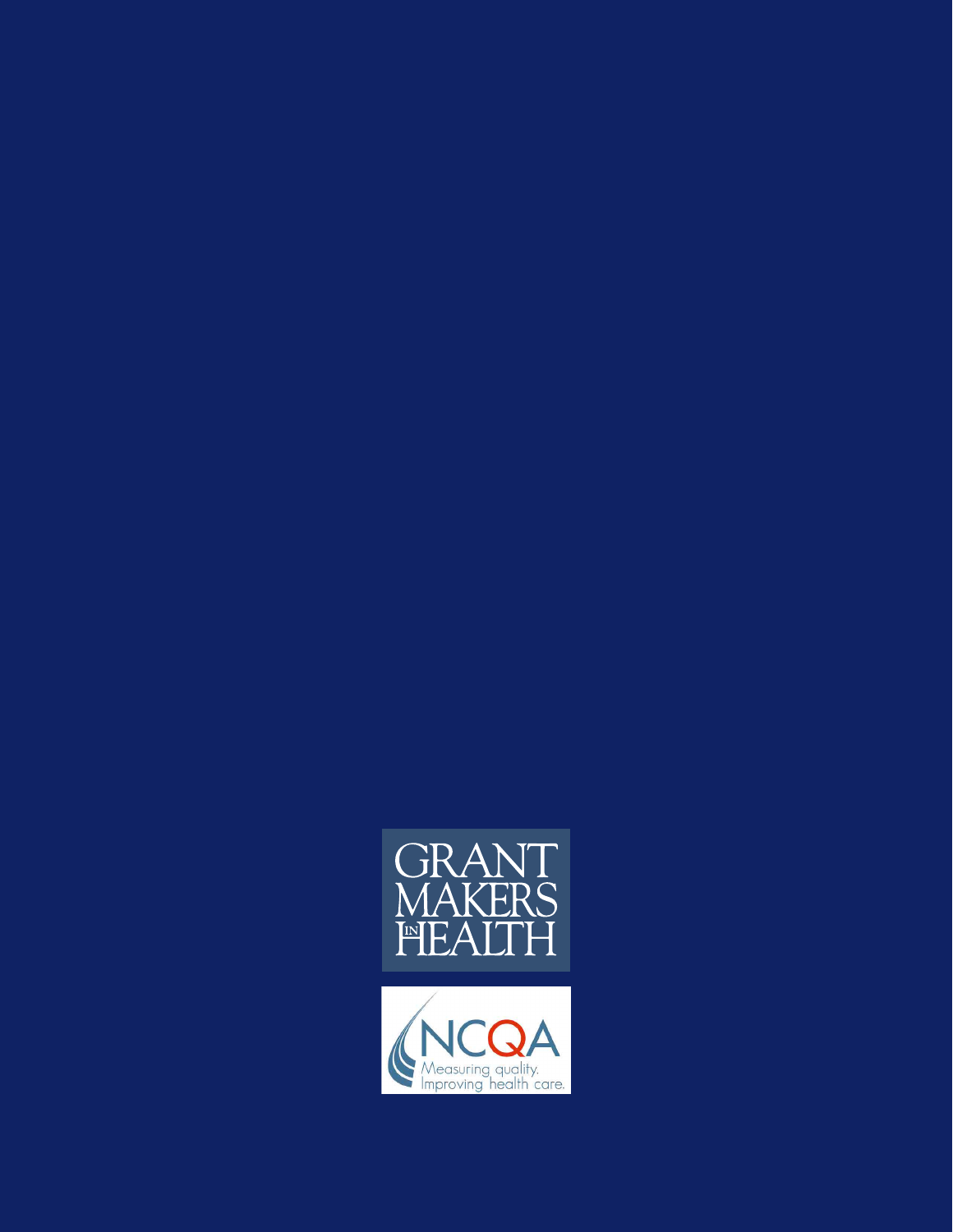GRANT MAKERS IN HEALTH

NCQA

Measuring quality.
Improving health care.